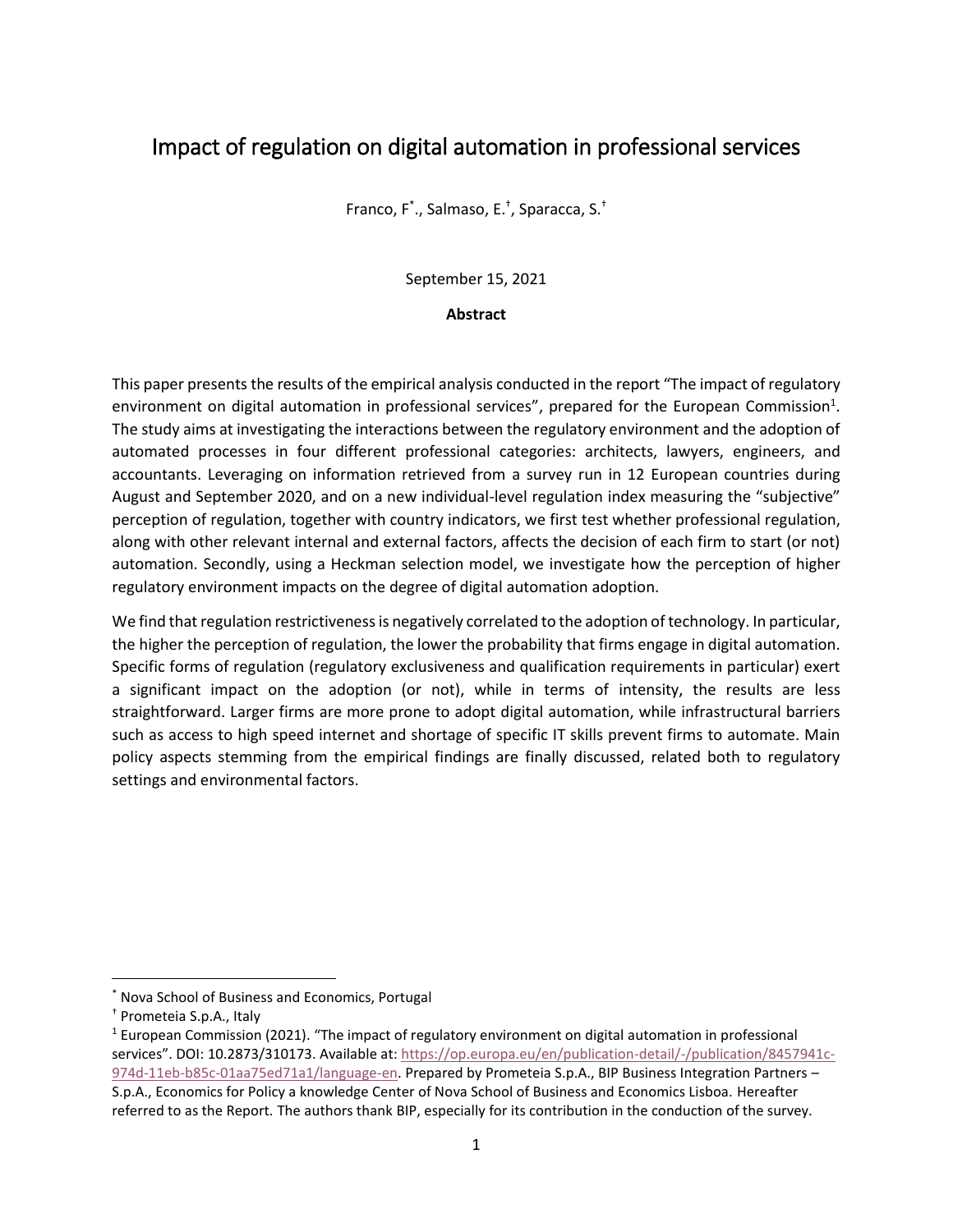# Impact of regulation on digital automation in professional services

Franco, F[*]., Salmaso, E.[†], Sparacca, S.[†]

September 15, 2021

**Abstract**

This paper presents the results of the empirical analysis conducted in the report "The impact of regulatory environment on digital automation in professional services", prepared for the European Commission[1]. The study aims at investigating the interactions between the regulatory environment and the adoption of automated processes in four different professional categories: architects, lawyers, engineers, and accountants. Leveraging on information retrieved from a survey run in 12 European countries during August and September 2020, and on a new individual-level regulation index measuring the "subjective" perception of regulation, together with country indicators, we first test whether professional regulation, along with other relevant internal and external factors, affects the decision of each firm to start (or not) automation. Secondly, using a Heckman selection model, we investigate how the perception of higher regulatory environment impacts on the degree of digital automation adoption.

We find that regulation restrictiveness is negatively correlated to the adoption of technology. In particular, the higher the perception of regulation, the lower the probability that firms engage in digital automation. Specific forms of regulation (regulatory exclusiveness and qualification requirements in particular) exert a significant impact on the adoption (or not), while in terms of intensity, the results are less straightforward. Larger firms are more prone to adopt digital automation, while infrastructural barriers such as access to high speed internet and shortage of specific IT skills prevent firms to automate. Main policy aspects stemming from the empirical findings are finally discussed, related both to regulatory settings and environmental factors.

---

[*] Nova School of Business and Economics, Portugal

[†] Prometeia S.p.A., Italy

[1] European Commission (2021). "The impact of regulatory environment on digital automation in professional services". DOI: 10.2873/310173. Available at: https://op.europa.eu/en/publication-detail/-/publication/8457941c-974d-11eb-b85c-01aa75ed71a1/language-en. Prepared by Prometeia S.p.A., BIP Business Integration Partners – S.p.A., Economics for Policy a knowledge Center of Nova School of Business and Economics Lisboa. Hereafter referred to as the Report. The authors thank BIP, especially for its contribution in the conduction of the survey.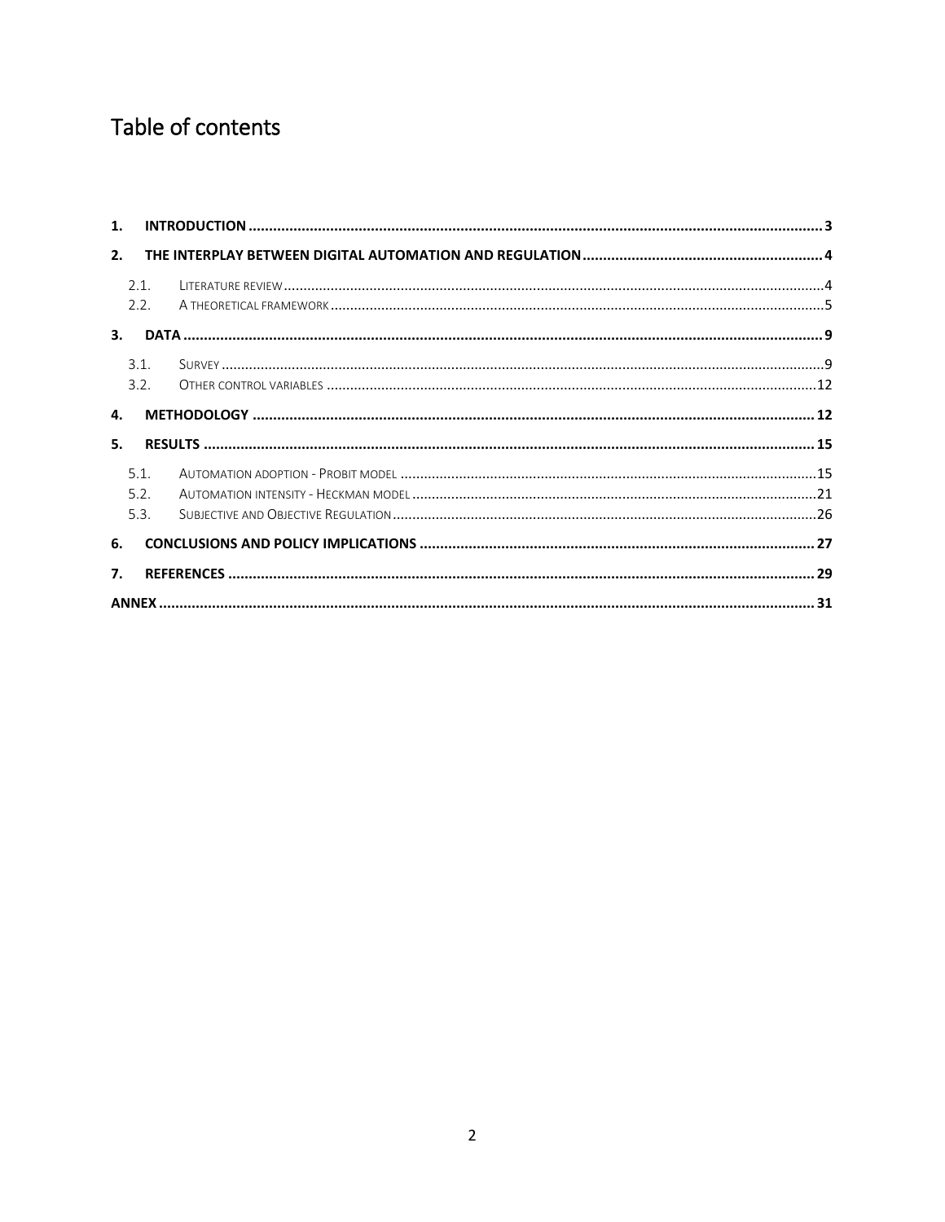# Table of contents

1. INTRODUCTION ........................................................................................................................................... 3
2. THE INTERPLAY BETWEEN DIGITAL AUTOMATION AND REGULATION .......................................................... 4
   - 2.1. LITERATURE REVIEW ........................................................................................................................... 4
   - 2.2. A THEORETICAL FRAMEWORK ............................................................................................................... 5
3. DATA ........................................................................................................................................................... 9
   - 3.1. SURVEY .............................................................................................................................................. 9
   - 3.2. OTHER CONTROL VARIABLES ............................................................................................................. 12
4. METHODOLOGY ........................................................................................................................................ 12
5. RESULTS .................................................................................................................................................... 15
   - 5.1. AUTOMATION ADOPTION - PROBIT MODEL .......................................................................................... 15
   - 5.2. AUTOMATION INTENSITY - HECKMAN MODEL ....................................................................................... 21
   - 5.3. SUBJECTIVE AND OBJECTIVE REGULATION ........................................................................................... 26
6. CONCLUSIONS AND POLICY IMPLICATIONS ................................................................................................ 27
7. REFERENCES .............................................................................................................................................. 29

ANNEX ............................................................................................................................................................ 31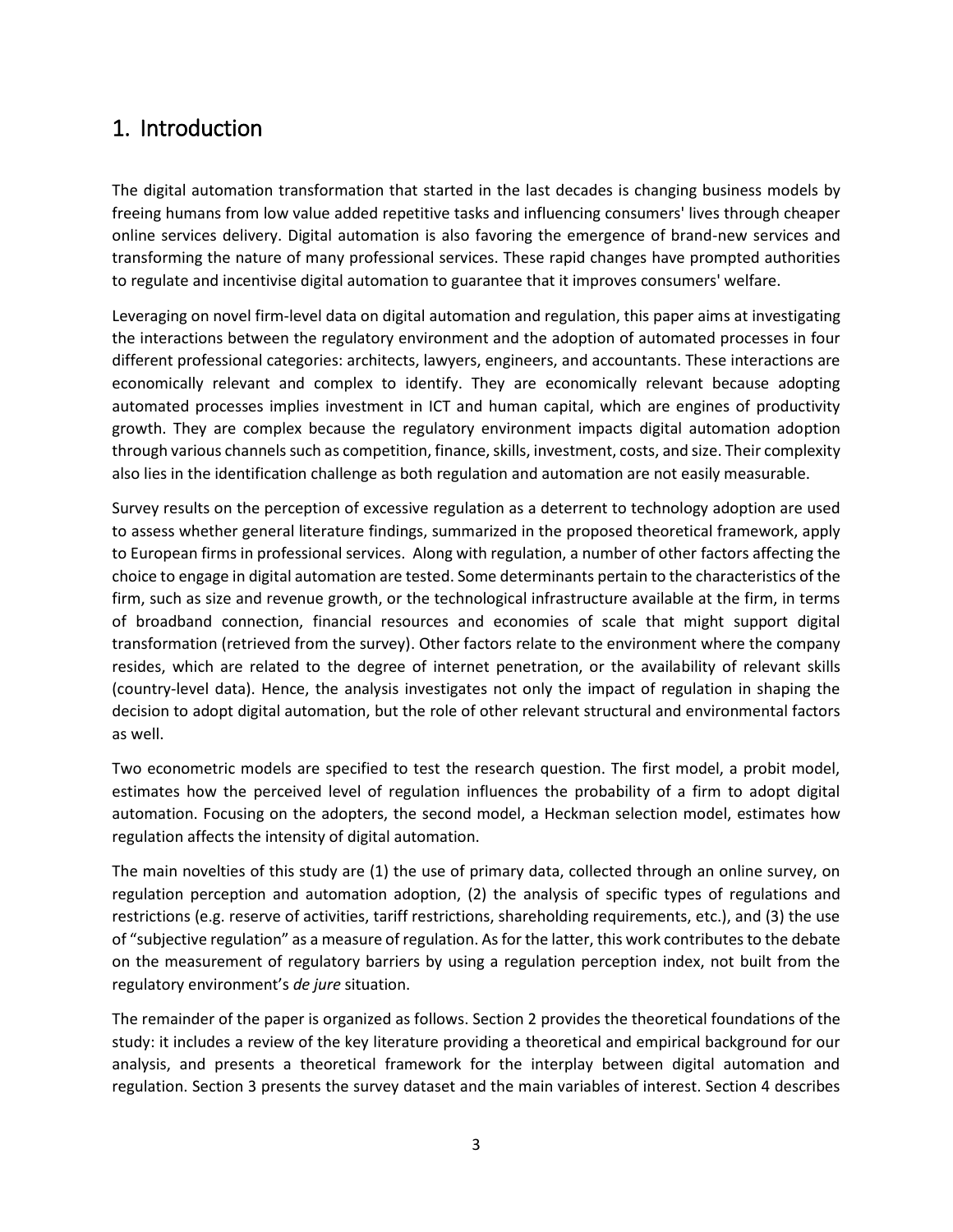# 1. Introduction

The digital automation transformation that started in the last decades is changing business models by freeing humans from low value added repetitive tasks and influencing consumers' lives through cheaper online services delivery. Digital automation is also favoring the emergence of brand-new services and transforming the nature of many professional services. These rapid changes have prompted authorities to regulate and incentivise digital automation to guarantee that it improves consumers' welfare.

Leveraging on novel firm-level data on digital automation and regulation, this paper aims at investigating the interactions between the regulatory environment and the adoption of automated processes in four different professional categories: architects, lawyers, engineers, and accountants. These interactions are economically relevant and complex to identify. They are economically relevant because adopting automated processes implies investment in ICT and human capital, which are engines of productivity growth. They are complex because the regulatory environment impacts digital automation adoption through various channels such as competition, finance, skills, investment, costs, and size. Their complexity also lies in the identification challenge as both regulation and automation are not easily measurable.

Survey results on the perception of excessive regulation as a deterrent to technology adoption are used to assess whether general literature findings, summarized in the proposed theoretical framework, apply to European firms in professional services. Along with regulation, a number of other factors affecting the choice to engage in digital automation are tested. Some determinants pertain to the characteristics of the firm, such as size and revenue growth, or the technological infrastructure available at the firm, in terms of broadband connection, financial resources and economies of scale that might support digital transformation (retrieved from the survey). Other factors relate to the environment where the company resides, which are related to the degree of internet penetration, or the availability of relevant skills (country-level data). Hence, the analysis investigates not only the impact of regulation in shaping the decision to adopt digital automation, but the role of other relevant structural and environmental factors as well.

Two econometric models are specified to test the research question. The first model, a probit model, estimates how the perceived level of regulation influences the probability of a firm to adopt digital automation. Focusing on the adopters, the second model, a Heckman selection model, estimates how regulation affects the intensity of digital automation.

The main novelties of this study are (1) the use of primary data, collected through an online survey, on regulation perception and automation adoption, (2) the analysis of specific types of regulations and restrictions (e.g. reserve of activities, tariff restrictions, shareholding requirements, etc.), and (3) the use of "subjective regulation" as a measure of regulation. As for the latter, this work contributes to the debate on the measurement of regulatory barriers by using a regulation perception index, not built from the regulatory environment's *de jure* situation.

The remainder of the paper is organized as follows. Section 2 provides the theoretical foundations of the study: it includes a review of the key literature providing a theoretical and empirical background for our analysis, and presents a theoretical framework for the interplay between digital automation and regulation. Section 3 presents the survey dataset and the main variables of interest. Section 4 describes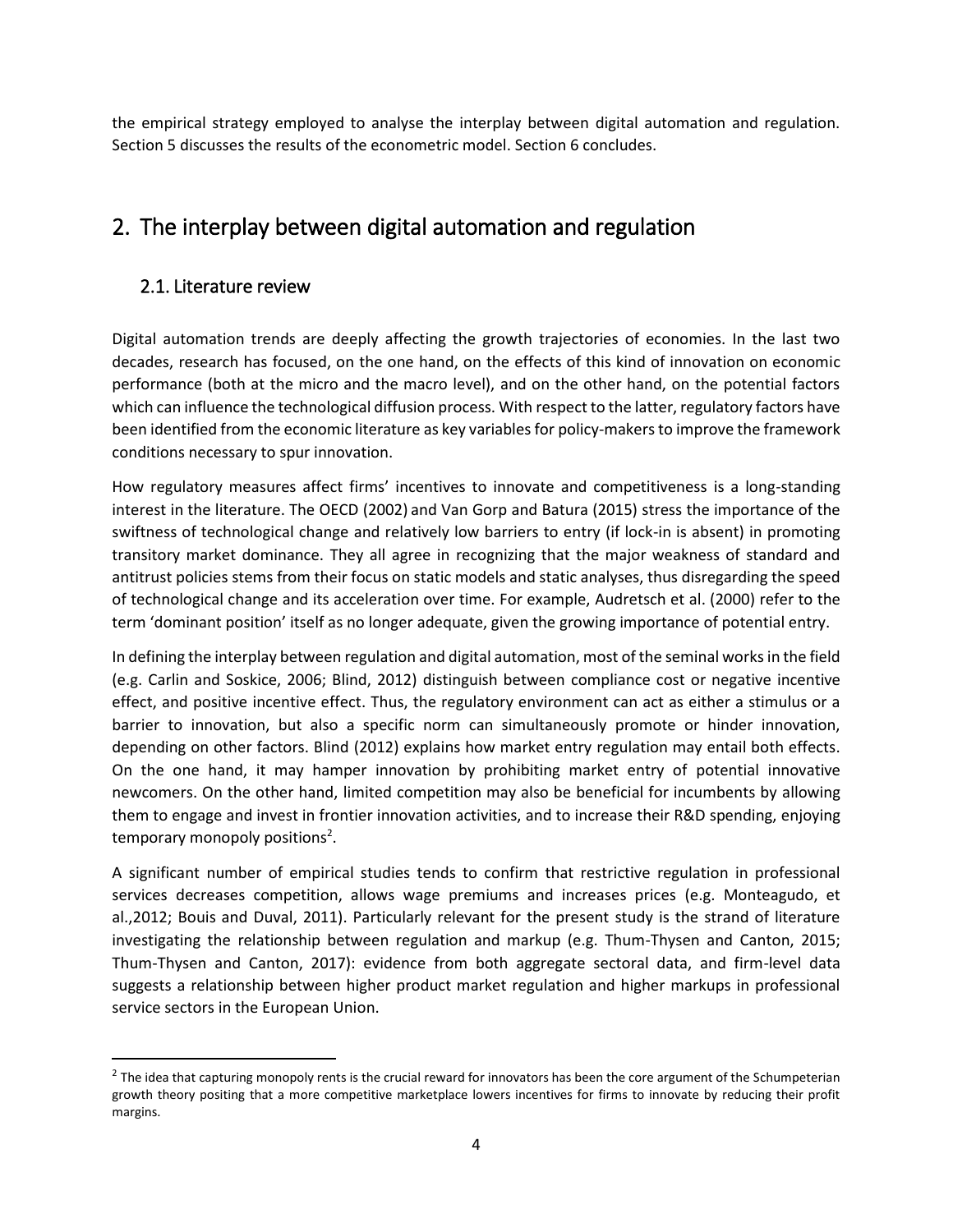the empirical strategy employed to analyse the interplay between digital automation and regulation. Section 5 discusses the results of the econometric model. Section 6 concludes.

# 2. The interplay between digital automation and regulation

## 2.1. Literature review

Digital automation trends are deeply affecting the growth trajectories of economies. In the last two decades, research has focused, on the one hand, on the effects of this kind of innovation on economic performance (both at the micro and the macro level), and on the other hand, on the potential factors which can influence the technological diffusion process. With respect to the latter, regulatory factors have been identified from the economic literature as key variables for policy-makers to improve the framework conditions necessary to spur innovation.

How regulatory measures affect firms' incentives to innovate and competitiveness is a long-standing interest in the literature. The OECD (2002) and Van Gorp and Batura (2015) stress the importance of the swiftness of technological change and relatively low barriers to entry (if lock-in is absent) in promoting transitory market dominance. They all agree in recognizing that the major weakness of standard and antitrust policies stems from their focus on static models and static analyses, thus disregarding the speed of technological change and its acceleration over time. For example, Audretsch et al. (2000) refer to the term 'dominant position' itself as no longer adequate, given the growing importance of potential entry.

In defining the interplay between regulation and digital automation, most of the seminal works in the field (e.g. Carlin and Soskice, 2006; Blind, 2012) distinguish between compliance cost or negative incentive effect, and positive incentive effect. Thus, the regulatory environment can act as either a stimulus or a barrier to innovation, but also a specific norm can simultaneously promote or hinder innovation, depending on other factors. Blind (2012) explains how market entry regulation may entail both effects. On the one hand, it may hamper innovation by prohibiting market entry of potential innovative newcomers. On the other hand, limited competition may also be beneficial for incumbents by allowing them to engage and invest in frontier innovation activities, and to increase their R&D spending, enjoying temporary monopoly positions[2].

A significant number of empirical studies tends to confirm that restrictive regulation in professional services decreases competition, allows wage premiums and increases prices (e.g. Monteagudo, et al.,2012; Bouis and Duval, 2011). Particularly relevant for the present study is the strand of literature investigating the relationship between regulation and markup (e.g. Thum-Thysen and Canton, 2015; Thum-Thysen and Canton, 2017): evidence from both aggregate sectoral data, and firm-level data suggests a relationship between higher product market regulation and higher markups in professional service sectors in the European Union.

[2] The idea that capturing monopoly rents is the crucial reward for innovators has been the core argument of the Schumpeterian growth theory positing that a more competitive marketplace lowers incentives for firms to innovate by reducing their profit margins.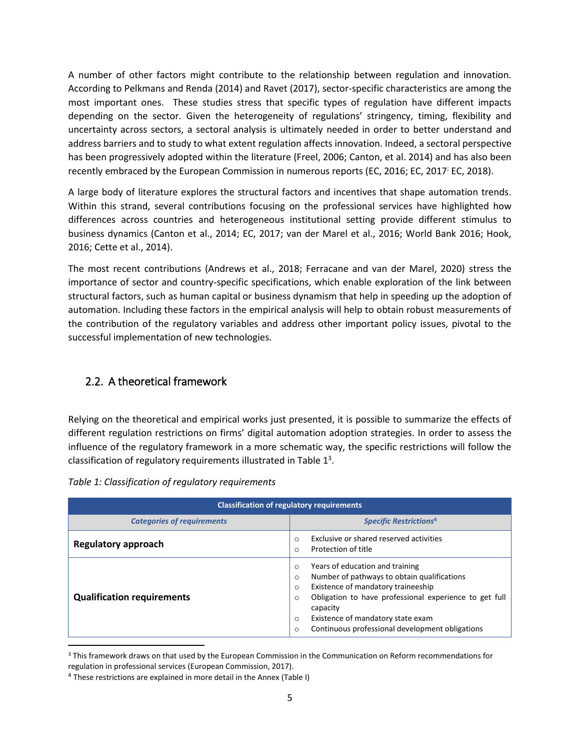A number of other factors might contribute to the relationship between regulation and innovation. According to Pelkmans and Renda (2014) and Ravet (2017), sector-specific characteristics are among the most important ones. These studies stress that specific types of regulation have different impacts depending on the sector. Given the heterogeneity of regulations' stringency, timing, flexibility and uncertainty across sectors, a sectoral analysis is ultimately needed in order to better understand and address barriers and to study to what extent regulation affects innovation. Indeed, a sectoral perspective has been progressively adopted within the literature (Freel, 2006; Canton, et al. 2014) and has also been recently embraced by the European Commission in numerous reports (EC, 2016; EC, 2017; EC, 2018).

A large body of literature explores the structural factors and incentives that shape automation trends. Within this strand, several contributions focusing on the professional services have highlighted how differences across countries and heterogeneous institutional setting provide different stimulus to business dynamics (Canton et al., 2014; EC, 2017; van der Marel et al., 2016; World Bank 2016; Hook, 2016; Cette et al., 2014).

The most recent contributions (Andrews et al., 2018; Ferracane and van der Marel, 2020) stress the importance of sector and country-specific specifications, which enable exploration of the link between structural factors, such as human capital or business dynamism that help in speeding up the adoption of automation. Including these factors in the empirical analysis will help to obtain robust measurements of the contribution of the regulatory variables and address other important policy issues, pivotal to the successful implementation of new technologies.

## 2.2. A theoretical framework

Relying on the theoretical and empirical works just presented, it is possible to summarize the effects of different regulation restrictions on firms' digital automation adoption strategies. In order to assess the influence of the regulatory framework in a more schematic way, the specific restrictions will follow the classification of regulatory requirements illustrated in Table 1[3].

*Table 1: Classification of regulatory requirements*

| Classification of regulatory requirements | |
|---|---|
| ***Categories of requirements*** | ***Specific Restrictions***[4] |
| **Regulatory approach** | ○ Exclusive or shared reserved activities<br>○ Protection of title |
| **Qualification requirements** | ○ Years of education and training<br>○ Number of pathways to obtain qualifications<br>○ Existence of mandatory traineeship<br>○ Obligation to have professional experience to get full capacity<br>○ Existence of mandatory state exam<br>○ Continuous professional development obligations |

[3] This framework draws on that used by the European Commission in the Communication on Reform recommendations for regulation in professional services (European Commission, 2017).

[4] These restrictions are explained in more detail in the Annex (Table I)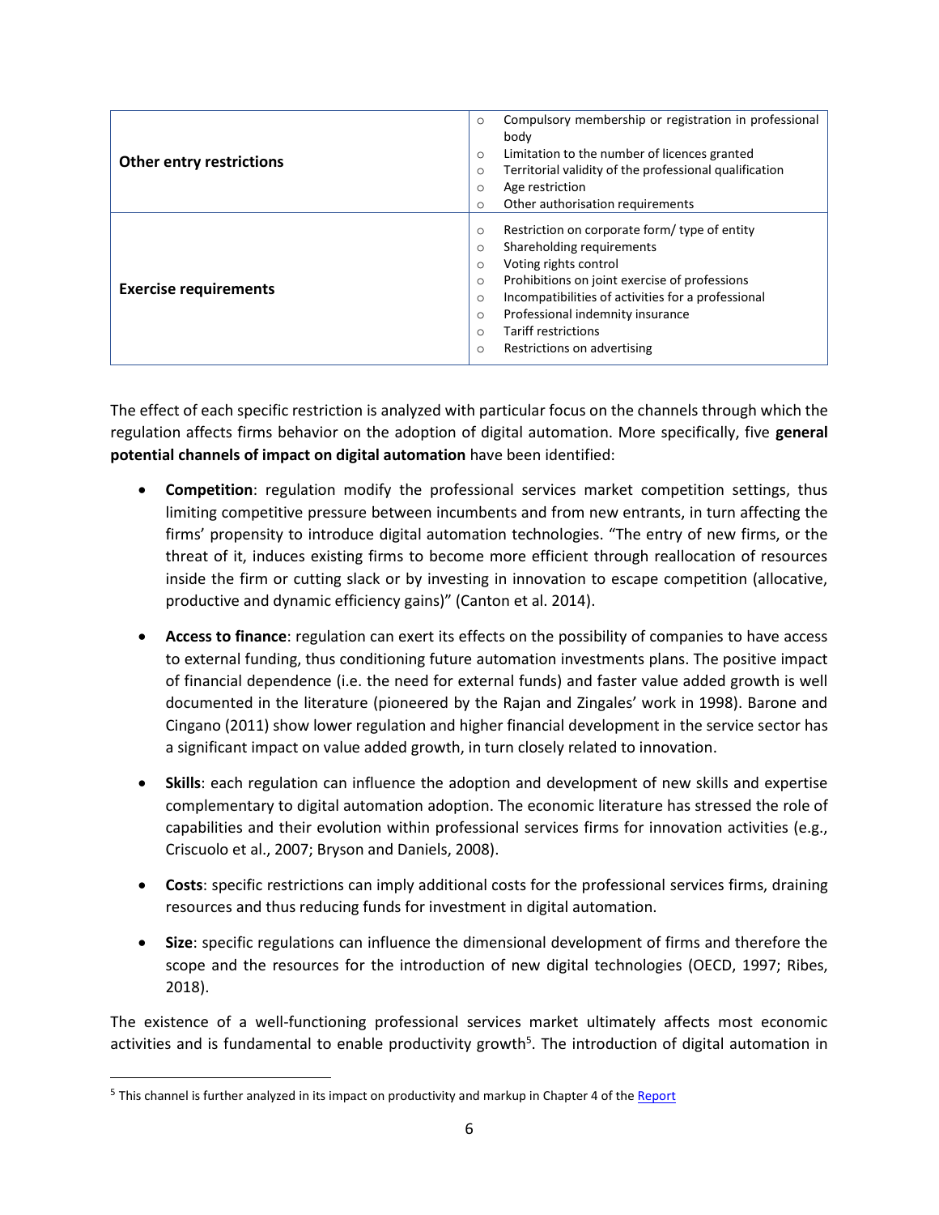| | |
|---|---|
| **Other entry restrictions** | ○ Compulsory membership or registration in professional body<br>○ Limitation to the number of licences granted<br>○ Territorial validity of the professional qualification<br>○ Age restriction<br>○ Other authorisation requirements |
| **Exercise requirements** | ○ Restriction on corporate form/ type of entity<br>○ Shareholding requirements<br>○ Voting rights control<br>○ Prohibitions on joint exercise of professions<br>○ Incompatibilities of activities for a professional<br>○ Professional indemnity insurance<br>○ Tariff restrictions<br>○ Restrictions on advertising |

The effect of each specific restriction is analyzed with particular focus on the channels through which the regulation affects firms behavior on the adoption of digital automation. More specifically, five **general potential channels of impact on digital automation** have been identified:

- **Competition**: regulation modify the professional services market competition settings, thus limiting competitive pressure between incumbents and from new entrants, in turn affecting the firms' propensity to introduce digital automation technologies. "The entry of new firms, or the threat of it, induces existing firms to become more efficient through reallocation of resources inside the firm or cutting slack or by investing in innovation to escape competition (allocative, productive and dynamic efficiency gains)" (Canton et al. 2014).

- **Access to finance**: regulation can exert its effects on the possibility of companies to have access to external funding, thus conditioning future automation investments plans. The positive impact of financial dependence (i.e. the need for external funds) and faster value added growth is well documented in the literature (pioneered by the Rajan and Zingales' work in 1998). Barone and Cingano (2011) show lower regulation and higher financial development in the service sector has a significant impact on value added growth, in turn closely related to innovation.

- **Skills**: each regulation can influence the adoption and development of new skills and expertise complementary to digital automation adoption. The economic literature has stressed the role of capabilities and their evolution within professional services firms for innovation activities (e.g., Criscuolo et al., 2007; Bryson and Daniels, 2008).

- **Costs**: specific restrictions can imply additional costs for the professional services firms, draining resources and thus reducing funds for investment in digital automation.

- **Size**: specific regulations can influence the dimensional development of firms and therefore the scope and the resources for the introduction of new digital technologies (OECD, 1997; Ribes, 2018).

The existence of a well-functioning professional services market ultimately affects most economic activities and is fundamental to enable productivity growth[5]. The introduction of digital automation in

[5] This channel is further analyzed in its impact on productivity and markup in Chapter 4 of the Report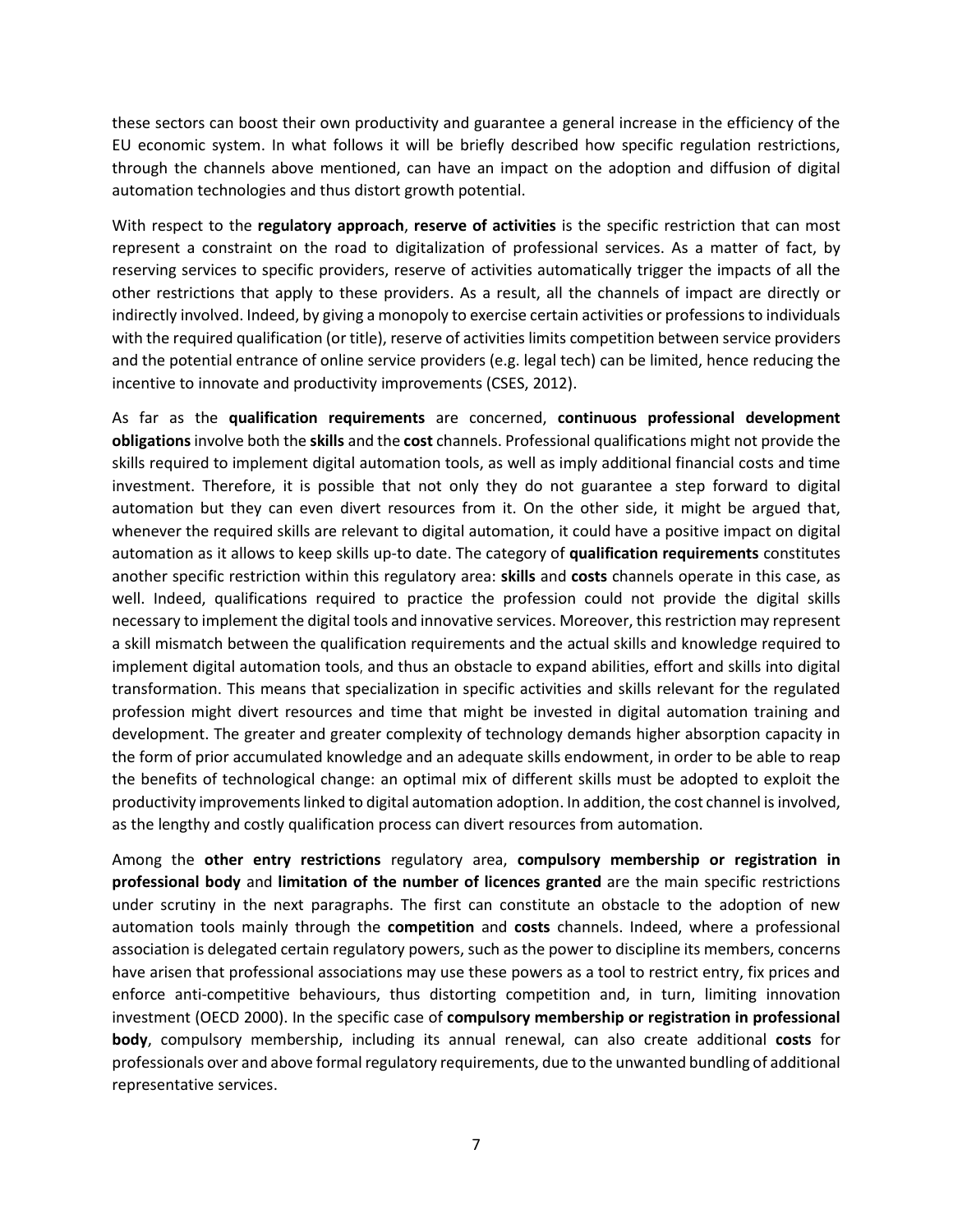these sectors can boost their own productivity and guarantee a general increase in the efficiency of the EU economic system. In what follows it will be briefly described how specific regulation restrictions, through the channels above mentioned, can have an impact on the adoption and diffusion of digital automation technologies and thus distort growth potential.

With respect to the **regulatory approach**, **reserve of activities** is the specific restriction that can most represent a constraint on the road to digitalization of professional services. As a matter of fact, by reserving services to specific providers, reserve of activities automatically trigger the impacts of all the other restrictions that apply to these providers. As a result, all the channels of impact are directly or indirectly involved. Indeed, by giving a monopoly to exercise certain activities or professions to individuals with the required qualification (or title), reserve of activities limits competition between service providers and the potential entrance of online service providers (e.g. legal tech) can be limited, hence reducing the incentive to innovate and productivity improvements (CSES, 2012).

As far as the **qualification requirements** are concerned, **continuous professional development obligations** involve both the **skills** and the **cost** channels. Professional qualifications might not provide the skills required to implement digital automation tools, as well as imply additional financial costs and time investment. Therefore, it is possible that not only they do not guarantee a step forward to digital automation but they can even divert resources from it. On the other side, it might be argued that, whenever the required skills are relevant to digital automation, it could have a positive impact on digital automation as it allows to keep skills up-to date. The category of **qualification requirements** constitutes another specific restriction within this regulatory area: **skills** and **costs** channels operate in this case, as well. Indeed, qualifications required to practice the profession could not provide the digital skills necessary to implement the digital tools and innovative services. Moreover, this restriction may represent a skill mismatch between the qualification requirements and the actual skills and knowledge required to implement digital automation tools, and thus an obstacle to expand abilities, effort and skills into digital transformation. This means that specialization in specific activities and skills relevant for the regulated profession might divert resources and time that might be invested in digital automation training and development. The greater and greater complexity of technology demands higher absorption capacity in the form of prior accumulated knowledge and an adequate skills endowment, in order to be able to reap the benefits of technological change: an optimal mix of different skills must be adopted to exploit the productivity improvements linked to digital automation adoption. In addition, the cost channel is involved, as the lengthy and costly qualification process can divert resources from automation.

Among the **other entry restrictions** regulatory area, **compulsory membership or registration in professional body** and **limitation of the number of licences granted** are the main specific restrictions under scrutiny in the next paragraphs. The first can constitute an obstacle to the adoption of new automation tools mainly through the **competition** and **costs** channels. Indeed, where a professional association is delegated certain regulatory powers, such as the power to discipline its members, concerns have arisen that professional associations may use these powers as a tool to restrict entry, fix prices and enforce anti-competitive behaviours, thus distorting competition and, in turn, limiting innovation investment (OECD 2000). In the specific case of **compulsory membership or registration in professional body**, compulsory membership, including its annual renewal, can also create additional **costs** for professionals over and above formal regulatory requirements, due to the unwanted bundling of additional representative services.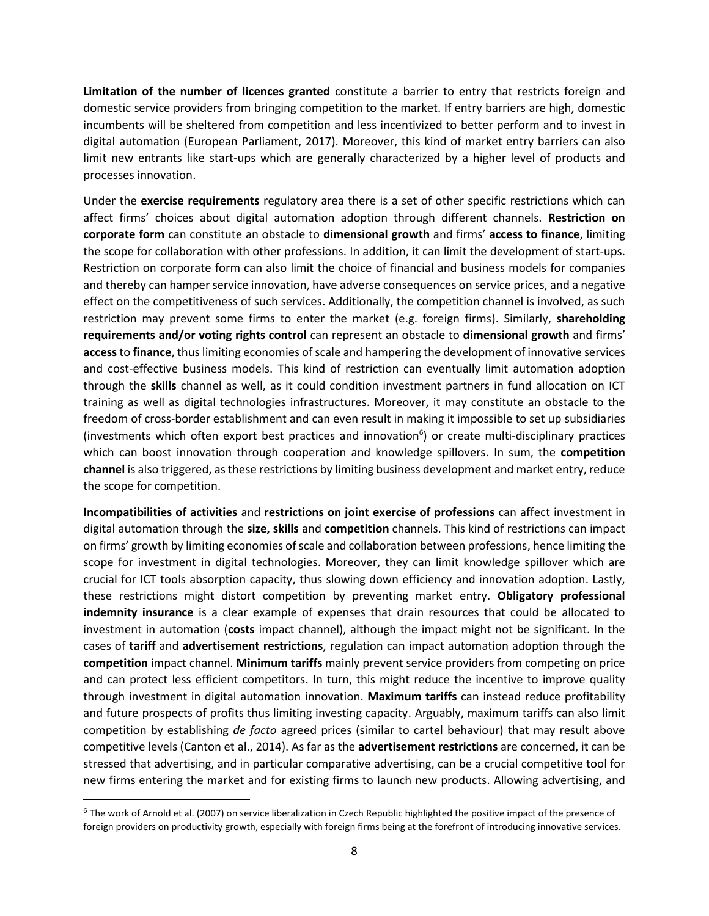**Limitation of the number of licences granted** constitute a barrier to entry that restricts foreign and domestic service providers from bringing competition to the market. If entry barriers are high, domestic incumbents will be sheltered from competition and less incentivized to better perform and to invest in digital automation (European Parliament, 2017). Moreover, this kind of market entry barriers can also limit new entrants like start-ups which are generally characterized by a higher level of products and processes innovation.

Under the **exercise requirements** regulatory area there is a set of other specific restrictions which can affect firms' choices about digital automation adoption through different channels. **Restriction on corporate form** can constitute an obstacle to **dimensional growth** and firms' **access to finance**, limiting the scope for collaboration with other professions. In addition, it can limit the development of start-ups. Restriction on corporate form can also limit the choice of financial and business models for companies and thereby can hamper service innovation, have adverse consequences on service prices, and a negative effect on the competitiveness of such services. Additionally, the competition channel is involved, as such restriction may prevent some firms to enter the market (e.g. foreign firms). Similarly, **shareholding requirements and/or voting rights control** can represent an obstacle to **dimensional growth** and firms' **access** to **finance**, thus limiting economies of scale and hampering the development of innovative services and cost-effective business models. This kind of restriction can eventually limit automation adoption through the **skills** channel as well, as it could condition investment partners in fund allocation on ICT training as well as digital technologies infrastructures. Moreover, it may constitute an obstacle to the freedom of cross-border establishment and can even result in making it impossible to set up subsidiaries (investments which often export best practices and innovation[6]) or create multi-disciplinary practices which can boost innovation through cooperation and knowledge spillovers. In sum, the **competition channel** is also triggered, as these restrictions by limiting business development and market entry, reduce the scope for competition.

**Incompatibilities of activities** and **restrictions on joint exercise of professions** can affect investment in digital automation through the **size, skills** and **competition** channels. This kind of restrictions can impact on firms' growth by limiting economies of scale and collaboration between professions, hence limiting the scope for investment in digital technologies. Moreover, they can limit knowledge spillover which are crucial for ICT tools absorption capacity, thus slowing down efficiency and innovation adoption. Lastly, these restrictions might distort competition by preventing market entry. **Obligatory professional indemnity insurance** is a clear example of expenses that drain resources that could be allocated to investment in automation (**costs** impact channel), although the impact might not be significant. In the cases of **tariff** and **advertisement restrictions**, regulation can impact automation adoption through the **competition** impact channel. **Minimum tariffs** mainly prevent service providers from competing on price and can protect less efficient competitors. In turn, this might reduce the incentive to improve quality through investment in digital automation innovation. **Maximum tariffs** can instead reduce profitability and future prospects of profits thus limiting investing capacity. Arguably, maximum tariffs can also limit competition by establishing *de facto* agreed prices (similar to cartel behaviour) that may result above competitive levels (Canton et al., 2014). As far as the **advertisement restrictions** are concerned, it can be stressed that advertising, and in particular comparative advertising, can be a crucial competitive tool for new firms entering the market and for existing firms to launch new products. Allowing advertising, and

[6] The work of Arnold et al. (2007) on service liberalization in Czech Republic highlighted the positive impact of the presence of foreign providers on productivity growth, especially with foreign firms being at the forefront of introducing innovative services.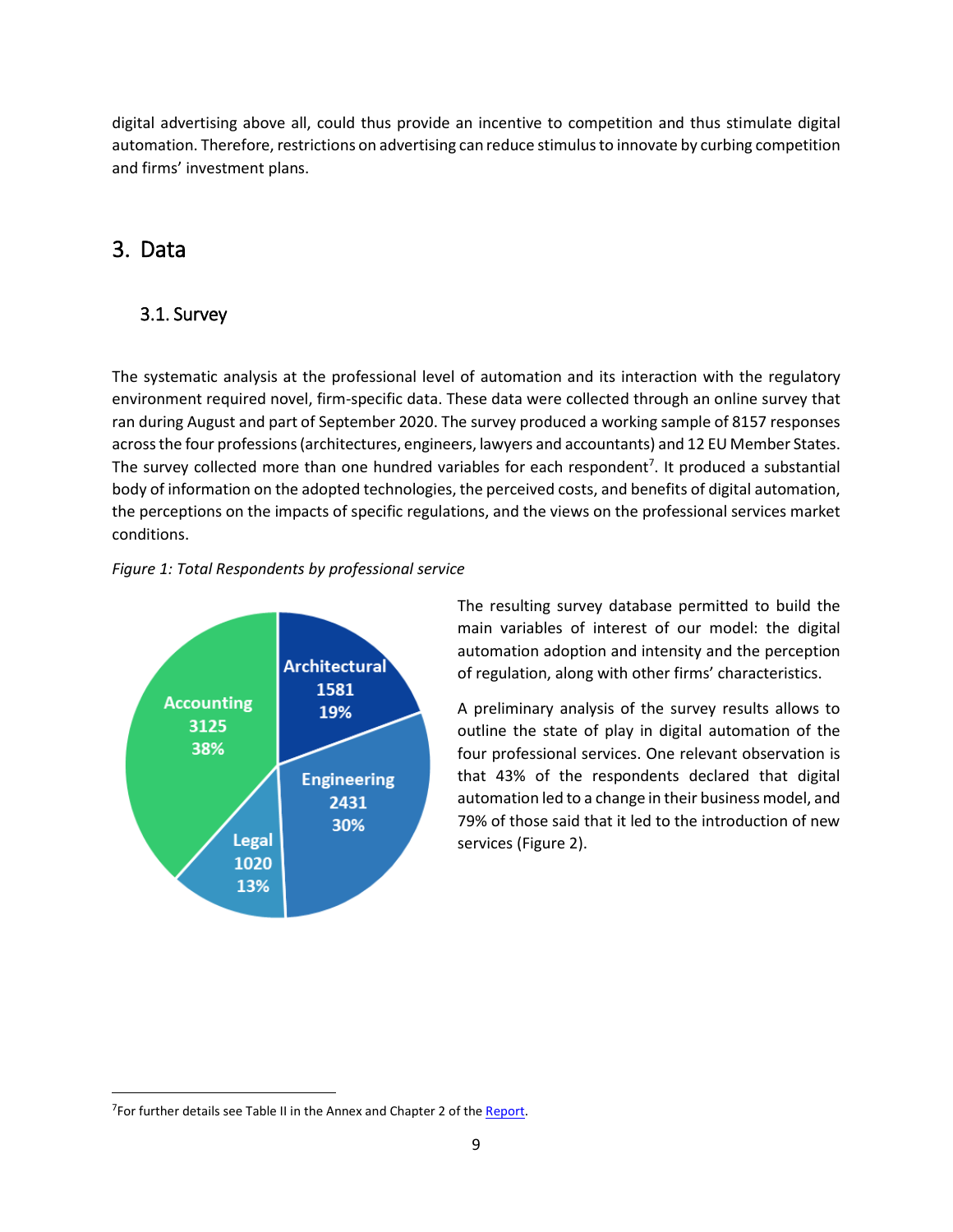digital advertising above all, could thus provide an incentive to competition and thus stimulate digital automation. Therefore, restrictions on advertising can reduce stimulus to innovate by curbing competition and firms' investment plans.

# 3. Data

## 3.1. Survey

The systematic analysis at the professional level of automation and its interaction with the regulatory environment required novel, firm-specific data. These data were collected through an online survey that ran during August and part of September 2020. The survey produced a working sample of 8157 responses across the four professions (architectures, engineers, lawyers and accountants) and 12 EU Member States. The survey collected more than one hundred variables for each respondent[7]. It produced a substantial body of information on the adopted technologies, the perceived costs, and benefits of digital automation, the perceptions on the impacts of specific regulations, and the views on the professional services market conditions.

*Figure 1: Total Respondents by professional service*

Architectural 1581 19%
Engineering 2431 30%
Legal 1020 13%
Accounting 3125 38%

The resulting survey database permitted to build the main variables of interest of our model: the digital automation adoption and intensity and the perception of regulation, along with other firms' characteristics.

A preliminary analysis of the survey results allows to outline the state of play in digital automation of the four professional services. One relevant observation is that 43% of the respondents declared that digital automation led to a change in their business model, and 79% of those said that it led to the introduction of new services (Figure 2).

---

[7] For further details see Table II in the Annex and Chapter 2 of the Report.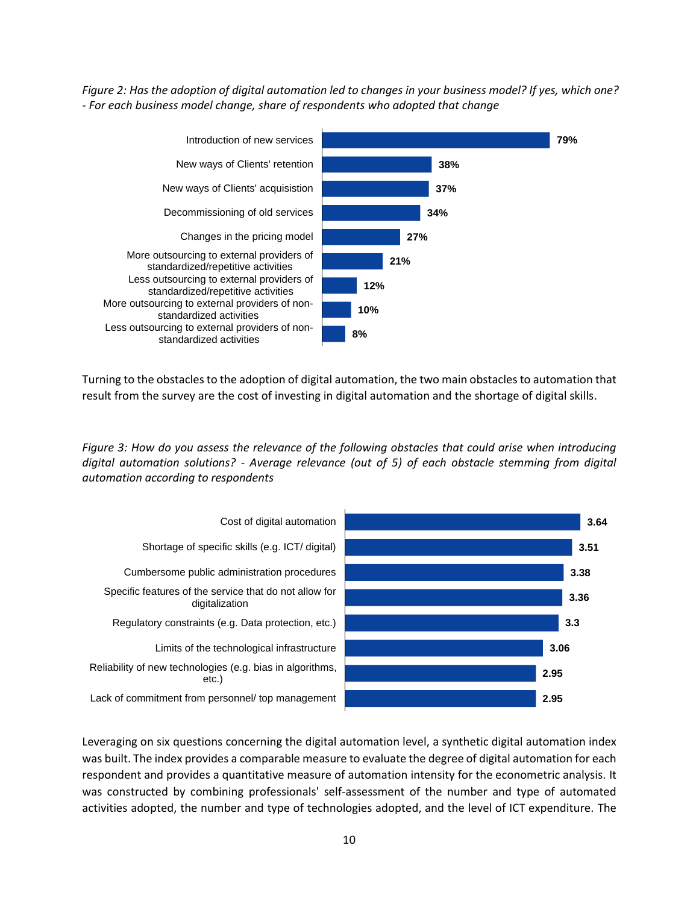*Figure 2: Has the adoption of digital automation led to changes in your business model? If yes, which one? - For each business model change, share of respondents who adopted that change*

| Business model change | Share |
|---|---|
| Introduction of new services | 79% |
| New ways of Clients' retention | 38% |
| New ways of Clients' acquisition | 37% |
| Decommissioning of old services | 34% |
| Changes in the pricing model | 27% |
| More outsourcing to external providers of standardized/repetitive activities | 21% |
| Less outsourcing to external providers of standardized/repetitive activities | 12% |
| More outsourcing to external providers of non-standardized activities | 10% |
| Less outsourcing to external providers of non-standardized activities | 8% |

Turning to the obstacles to the adoption of digital automation, the two main obstacles to automation that result from the survey are the cost of investing in digital automation and the shortage of digital skills.

*Figure 3: How do you assess the relevance of the following obstacles that could arise when introducing digital automation solutions? - Average relevance (out of 5) of each obstacle stemming from digital automation according to respondents*

| Obstacle | Average relevance |
|---|---|
| Cost of digital automation | 3.64 |
| Shortage of specific skills (e.g. ICT/ digital) | 3.51 |
| Cumbersome public administration procedures | 3.38 |
| Specific features of the service that do not allow for digitalization | 3.36 |
| Regulatory constraints (e.g. Data protection, etc.) | 3.3 |
| Limits of the technological infrastructure | 3.06 |
| Reliability of new technologies (e.g. bias in algorithms, etc.) | 2.95 |
| Lack of commitment from personnel/ top management | 2.95 |

Leveraging on six questions concerning the digital automation level, a synthetic digital automation index was built. The index provides a comparable measure to evaluate the degree of digital automation for each respondent and provides a quantitative measure of automation intensity for the econometric analysis. It was constructed by combining professionals' self-assessment of the number and type of automated activities adopted, the number and type of technologies adopted, and the level of ICT expenditure. The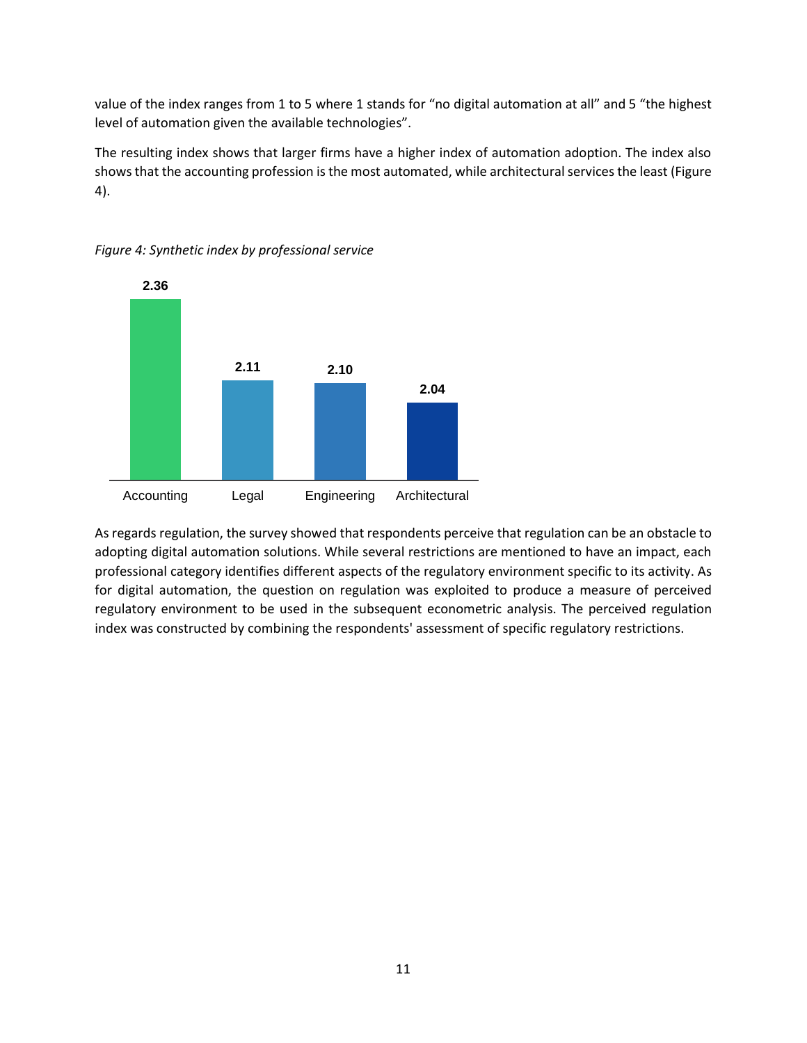value of the index ranges from 1 to 5 where 1 stands for “no digital automation at all” and 5 “the highest level of automation given the available technologies”.

The resulting index shows that larger firms have a higher index of automation adoption. The index also shows that the accounting profession is the most automated, while architectural services the least (Figure 4).

*Figure 4: Synthetic index by professional service*

| Accounting | Legal | Engineering | Architectural |
|---|---|---|---|
| 2.36 | 2.11 | 2.10 | 2.04 |

As regards regulation, the survey showed that respondents perceive that regulation can be an obstacle to adopting digital automation solutions. While several restrictions are mentioned to have an impact, each professional category identifies different aspects of the regulatory environment specific to its activity. As for digital automation, the question on regulation was exploited to produce a measure of perceived regulatory environment to be used in the subsequent econometric analysis. The perceived regulation index was constructed by combining the respondents' assessment of specific regulatory restrictions.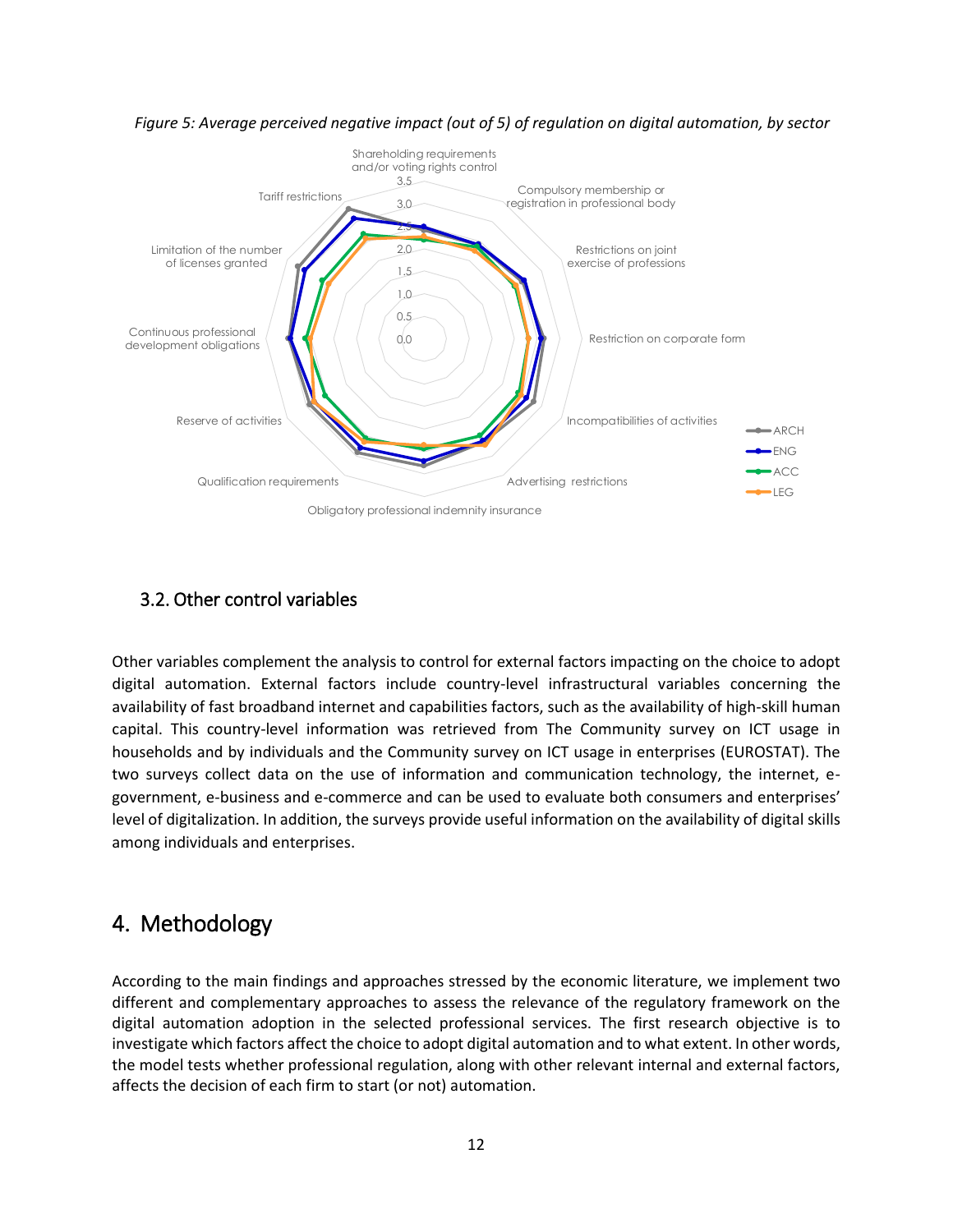*Figure 5: Average perceived negative impact (out of 5) of regulation on digital automation, by sector*

## 3.2. Other control variables

Other variables complement the analysis to control for external factors impacting on the choice to adopt digital automation. External factors include country-level infrastructural variables concerning the availability of fast broadband internet and capabilities factors, such as the availability of high-skill human capital. This country-level information was retrieved from The Community survey on ICT usage in households and by individuals and the Community survey on ICT usage in enterprises (EUROSTAT). The two surveys collect data on the use of information and communication technology, the internet, e-government, e-business and e-commerce and can be used to evaluate both consumers and enterprises' level of digitalization. In addition, the surveys provide useful information on the availability of digital skills among individuals and enterprises.

# 4. Methodology

According to the main findings and approaches stressed by the economic literature, we implement two different and complementary approaches to assess the relevance of the regulatory framework on the digital automation adoption in the selected professional services. The first research objective is to investigate which factors affect the choice to adopt digital automation and to what extent. In other words, the model tests whether professional regulation, along with other relevant internal and external factors, affects the decision of each firm to start (or not) automation.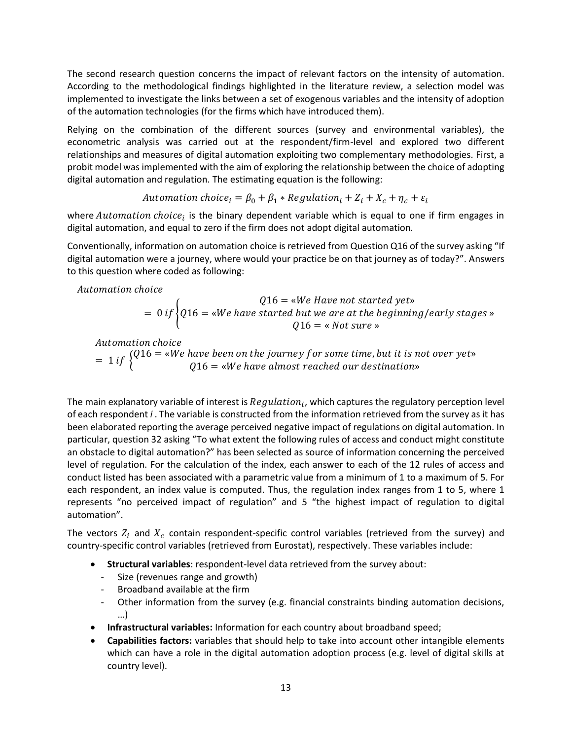The second research question concerns the impact of relevant factors on the intensity of automation. According to the methodological findings highlighted in the literature review, a selection model was implemented to investigate the links between a set of exogenous variables and the intensity of adoption of the automation technologies (for the firms which have introduced them).

Relying on the combination of the different sources (survey and environmental variables), the econometric analysis was carried out at the respondent/firm-level and explored two different relationships and measures of digital automation exploiting two complementary methodologies. First, a probit model was implemented with the aim of exploring the relationship between the choice of adopting digital automation and regulation. The estimating equation is the following:

$$Automation\ choice_i = \beta_0 + \beta_1 * Regulation_i + Z_i + X_c + \eta_c + \varepsilon_i$$

where $Automation\ choice_i$ is the binary dependent variable which is equal to one if firm engages in digital automation, and equal to zero if the firm does not adopt digital automation.

Conventionally, information on automation choice is retrieved from Question Q16 of the survey asking "If digital automation were a journey, where would your practice be on that journey as of today?". Answers to this question where coded as following:

$$Automation\ choice = 0\ if \begin{cases} Q16 = «We\ Have\ not\ started\ yet» \\ Q16 = «We\ have\ started\ but\ we\ are\ at\ the\ beginning/early\ stages\ » \\ Q16 = «\ Not\ sure\ » \end{cases}$$

$$Automation\ choice = 1\ if \begin{cases} Q16 = «We\ have\ been\ on\ the\ journey\ for\ some\ time, but\ it\ is\ not\ over\ yet» \\ Q16 = «We\ have\ almost\ reached\ our\ destination» \end{cases}$$

The main explanatory variable of interest is $Regulation_i$, which captures the regulatory perception level of each respondent *i* . The variable is constructed from the information retrieved from the survey as it has been elaborated reporting the average perceived negative impact of regulations on digital automation. In particular, question 32 asking "To what extent the following rules of access and conduct might constitute an obstacle to digital automation?" has been selected as source of information concerning the perceived level of regulation. For the calculation of the index, each answer to each of the 12 rules of access and conduct listed has been associated with a parametric value from a minimum of 1 to a maximum of 5. For each respondent, an index value is computed. Thus, the regulation index ranges from 1 to 5, where 1 represents "no perceived impact of regulation" and 5 "the highest impact of regulation to digital automation".

The vectors $Z_i$ and $X_c$ contain respondent-specific control variables (retrieved from the survey) and country-specific control variables (retrieved from Eurostat), respectively. These variables include:

- **Structural variables**: respondent-level data retrieved from the survey about:
  - Size (revenues range and growth)
  - Broadband available at the firm
  - Other information from the survey (e.g. financial constraints binding automation decisions, …)
- **Infrastructural variables:** Information for each country about broadband speed;
- **Capabilities factors:** variables that should help to take into account other intangible elements which can have a role in the digital automation adoption process (e.g. level of digital skills at country level).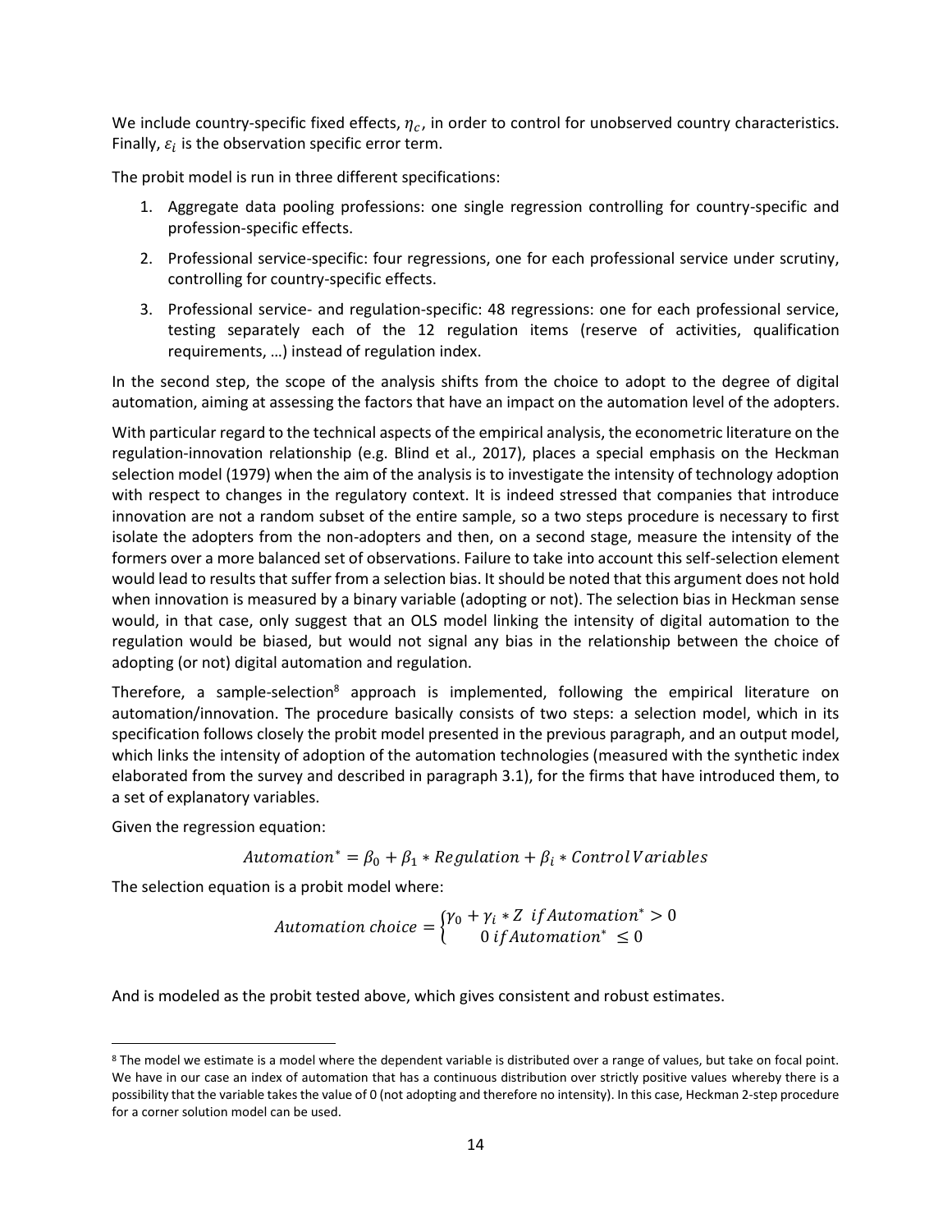We include country-specific fixed effects, $\eta_c$, in order to control for unobserved country characteristics. Finally, $\varepsilon_i$ is the observation specific error term.

The probit model is run in three different specifications:

1. Aggregate data pooling professions: one single regression controlling for country-specific and profession-specific effects.
2. Professional service-specific: four regressions, one for each professional service under scrutiny, controlling for country-specific effects.
3. Professional service- and regulation-specific: 48 regressions: one for each professional service, testing separately each of the 12 regulation items (reserve of activities, qualification requirements, …) instead of regulation index.

In the second step, the scope of the analysis shifts from the choice to adopt to the degree of digital automation, aiming at assessing the factors that have an impact on the automation level of the adopters.

With particular regard to the technical aspects of the empirical analysis, the econometric literature on the regulation-innovation relationship (e.g. Blind et al., 2017), places a special emphasis on the Heckman selection model (1979) when the aim of the analysis is to investigate the intensity of technology adoption with respect to changes in the regulatory context. It is indeed stressed that companies that introduce innovation are not a random subset of the entire sample, so a two steps procedure is necessary to first isolate the adopters from the non-adopters and then, on a second stage, measure the intensity of the formers over a more balanced set of observations. Failure to take into account this self-selection element would lead to results that suffer from a selection bias. It should be noted that this argument does not hold when innovation is measured by a binary variable (adopting or not). The selection bias in Heckman sense would, in that case, only suggest that an OLS model linking the intensity of digital automation to the regulation would be biased, but would not signal any bias in the relationship between the choice of adopting (or not) digital automation and regulation.

Therefore, a sample-selection[8] approach is implemented, following the empirical literature on automation/innovation. The procedure basically consists of two steps: a selection model, which in its specification follows closely the probit model presented in the previous paragraph, and an output model, which links the intensity of adoption of the automation technologies (measured with the synthetic index elaborated from the survey and described in paragraph 3.1), for the firms that have introduced them, to a set of explanatory variables.

Given the regression equation:

$$Automation^* = \beta_0 + \beta_1 * Regulation + \beta_i * Control\,Variables$$

The selection equation is a probit model where:

$$Automation\ choice = \begin{cases} \gamma_0 + \gamma_i * Z \ \ if Automation^* > 0 \\ 0 \ if Automation^* \leq 0 \end{cases}$$

And is modeled as the probit tested above, which gives consistent and robust estimates.

[8] The model we estimate is a model where the dependent variable is distributed over a range of values, but take on focal point. We have in our case an index of automation that has a continuous distribution over strictly positive values whereby there is a possibility that the variable takes the value of 0 (not adopting and therefore no intensity). In this case, Heckman 2-step procedure for a corner solution model can be used.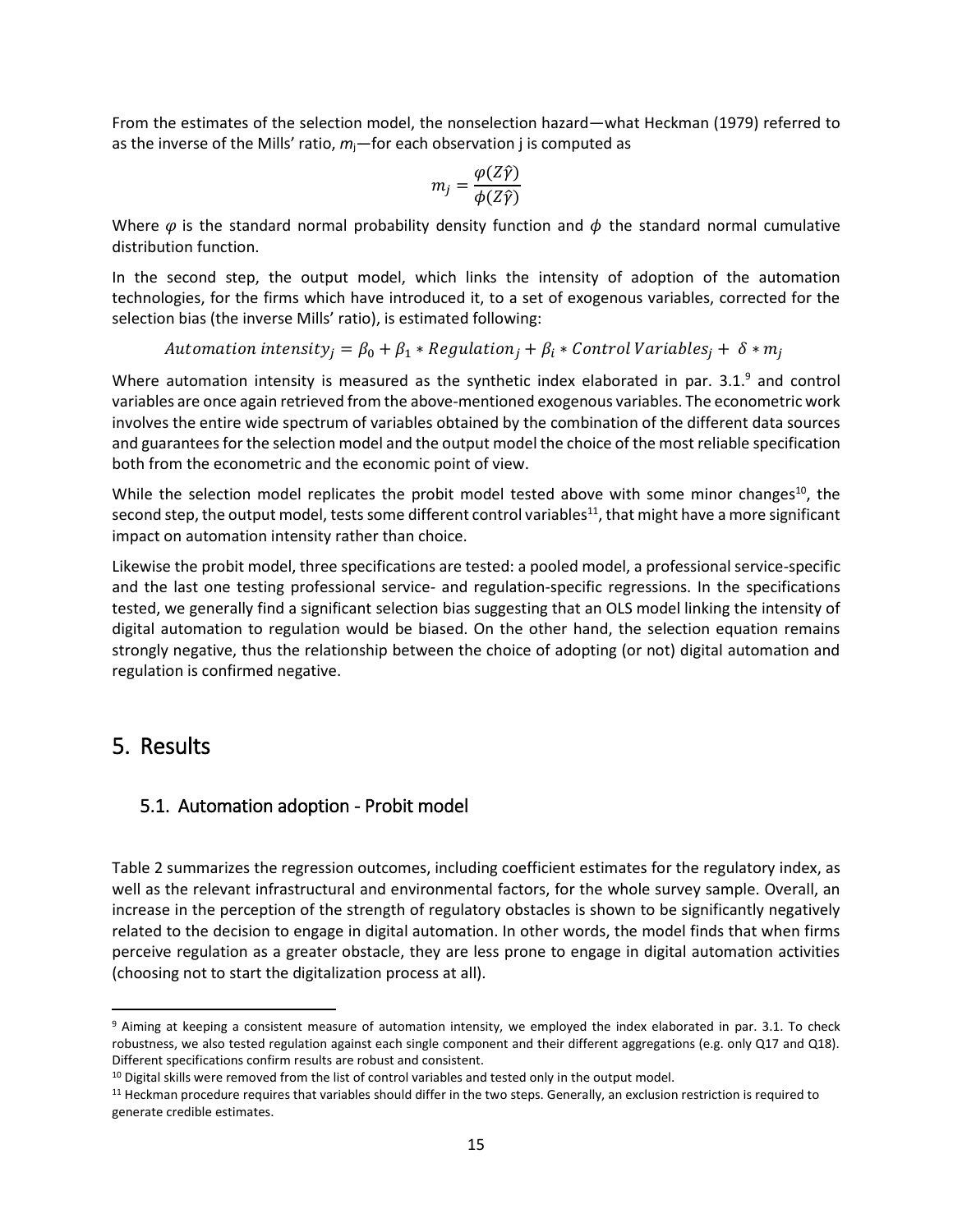From the estimates of the selection model, the nonselection hazard—what Heckman (1979) referred to as the inverse of the Mills' ratio, $m_j$—for each observation j is computed as

$$m_j = \frac{\varphi(Z\hat{\gamma})}{\phi(Z\hat{\gamma})}$$

Where $\varphi$ is the standard normal probability density function and $\phi$ the standard normal cumulative distribution function.

In the second step, the output model, which links the intensity of adoption of the automation technologies, for the firms which have introduced it, to a set of exogenous variables, corrected for the selection bias (the inverse Mills' ratio), is estimated following:

$$Automation\ intensity_j = \beta_0 + \beta_1 * Regulation_j + \beta_i * Control\ Variables_j + \delta * m_j$$

Where automation intensity is measured as the synthetic index elaborated in par. 3.1.[9] and control variables are once again retrieved from the above-mentioned exogenous variables. The econometric work involves the entire wide spectrum of variables obtained by the combination of the different data sources and guarantees for the selection model and the output model the choice of the most reliable specification both from the econometric and the economic point of view.

While the selection model replicates the probit model tested above with some minor changes[10], the second step, the output model, tests some different control variables[11], that might have a more significant impact on automation intensity rather than choice.

Likewise the probit model, three specifications are tested: a pooled model, a professional service-specific and the last one testing professional service- and regulation-specific regressions. In the specifications tested, we generally find a significant selection bias suggesting that an OLS model linking the intensity of digital automation to regulation would be biased. On the other hand, the selection equation remains strongly negative, thus the relationship between the choice of adopting (or not) digital automation and regulation is confirmed negative.

# 5. Results

## 5.1. Automation adoption - Probit model

Table 2 summarizes the regression outcomes, including coefficient estimates for the regulatory index, as well as the relevant infrastructural and environmental factors, for the whole survey sample. Overall, an increase in the perception of the strength of regulatory obstacles is shown to be significantly negatively related to the decision to engage in digital automation. In other words, the model finds that when firms perceive regulation as a greater obstacle, they are less prone to engage in digital automation activities (choosing not to start the digitalization process at all).

---

[9] Aiming at keeping a consistent measure of automation intensity, we employed the index elaborated in par. 3.1. To check robustness, we also tested regulation against each single component and their different aggregations (e.g. only Q17 and Q18). Different specifications confirm results are robust and consistent.

[10] Digital skills were removed from the list of control variables and tested only in the output model.

[11] Heckman procedure requires that variables should differ in the two steps. Generally, an exclusion restriction is required to generate credible estimates.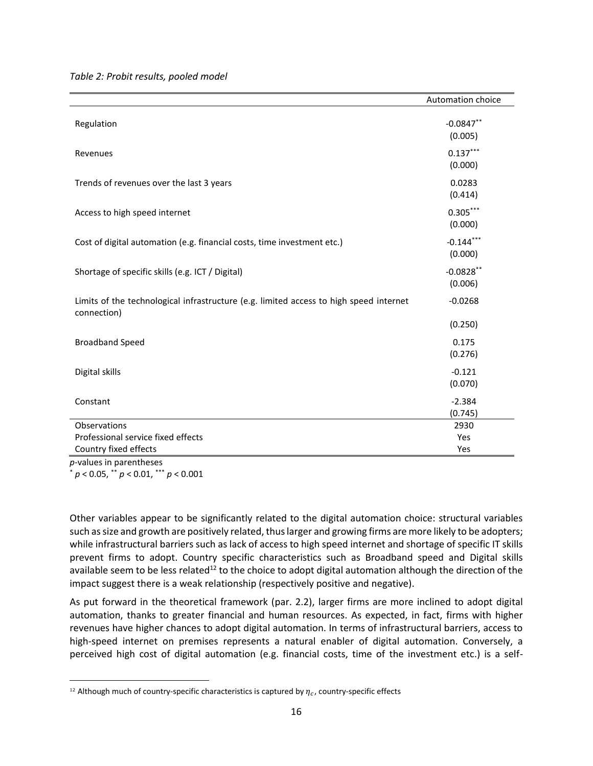*Table 2: Probit results, pooled model*

| | Automation choice |
|---|---|
| Regulation | -0.0847** |
| | (0.005) |
| Revenues | 0.137*** |
| | (0.000) |
| Trends of revenues over the last 3 years | 0.0283 |
| | (0.414) |
| Access to high speed internet | 0.305*** |
| | (0.000) |
| Cost of digital automation (e.g. financial costs, time investment etc.) | -0.144*** |
| | (0.000) |
| Shortage of specific skills (e.g. ICT / Digital) | -0.0828** |
| | (0.006) |
| Limits of the technological infrastructure (e.g. limited access to high speed internet connection) | -0.0268 |
| | (0.250) |
| Broadband Speed | 0.175 |
| | (0.276) |
| Digital skills | -0.121 |
| | (0.070) |
| Constant | -2.384 |
| | (0.745) |
| Observations | 2930 |
| Professional service fixed effects | Yes |
| Country fixed effects | Yes |

*p*-values in parentheses

\* $p < 0.05$, \*\* $p < 0.01$, \*\*\* $p < 0.001$

Other variables appear to be significantly related to the digital automation choice: structural variables such as size and growth are positively related, thus larger and growing firms are more likely to be adopters; while infrastructural barriers such as lack of access to high speed internet and shortage of specific IT skills prevent firms to adopt. Country specific characteristics such as Broadband speed and Digital skills available seem to be less related[12] to the choice to adopt digital automation although the direction of the impact suggest there is a weak relationship (respectively positive and negative).

As put forward in the theoretical framework (par. 2.2), larger firms are more inclined to adopt digital automation, thanks to greater financial and human resources. As expected, in fact, firms with higher revenues have higher chances to adopt digital automation. In terms of infrastructural barriers, access to high-speed internet on premises represents a natural enabler of digital automation. Conversely, a perceived high cost of digital automation (e.g. financial costs, time of the investment etc.) is a self-

[12] Although much of country-specific characteristics is captured by $\eta_c$, country-specific effects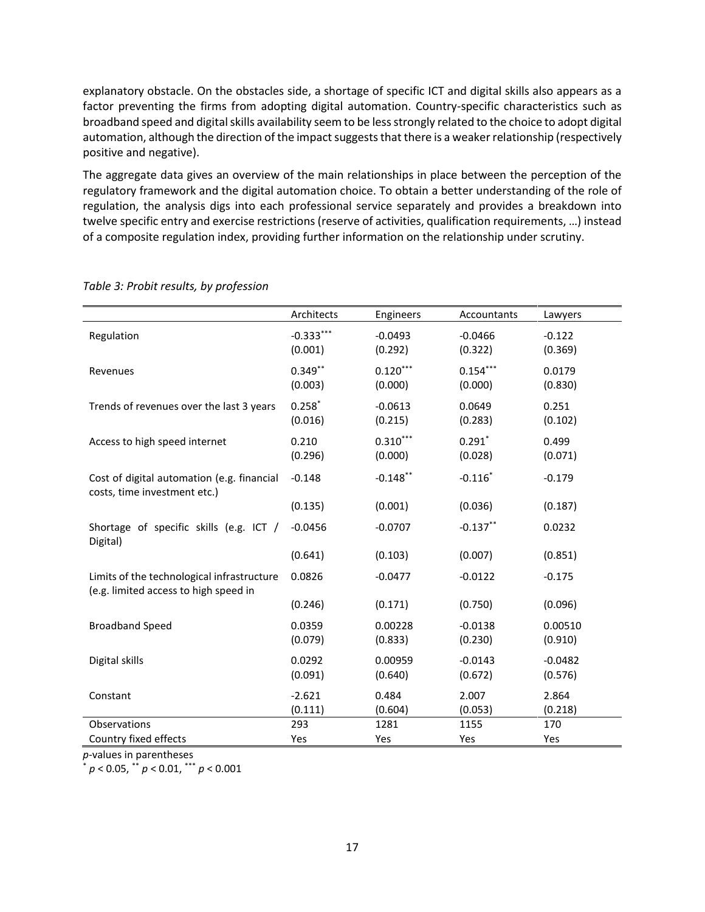explanatory obstacle. On the obstacles side, a shortage of specific ICT and digital skills also appears as a factor preventing the firms from adopting digital automation. Country-specific characteristics such as broadband speed and digital skills availability seem to be less strongly related to the choice to adopt digital automation, although the direction of the impact suggests that there is a weaker relationship (respectively positive and negative).

The aggregate data gives an overview of the main relationships in place between the perception of the regulatory framework and the digital automation choice. To obtain a better understanding of the role of regulation, the analysis digs into each professional service separately and provides a breakdown into twelve specific entry and exercise restrictions (reserve of activities, qualification requirements, …) instead of a composite regulation index, providing further information on the relationship under scrutiny.

*Table 3: Probit results, by profession*

| | Architects | Engineers | Accountants | Lawyers |
|---|---|---|---|---|
| Regulation | $-0.333^{***}$ | -0.0493 | -0.0466 | -0.122 |
| | (0.001) | (0.292) | (0.322) | (0.369) |
| Revenues | $0.349^{**}$ | $0.120^{***}$ | $0.154^{***}$ | 0.0179 |
| | (0.003) | (0.000) | (0.000) | (0.830) |
| Trends of revenues over the last 3 years | $0.258^{*}$ | -0.0613 | 0.0649 | 0.251 |
| | (0.016) | (0.215) | (0.283) | (0.102) |
| Access to high speed internet | 0.210 | $0.310^{***}$ | $0.291^{*}$ | 0.499 |
| | (0.296) | (0.000) | (0.028) | (0.071) |
| Cost of digital automation (e.g. financial costs, time investment etc.) | -0.148 | $-0.148^{**}$ | $-0.116^{*}$ | -0.179 |
| | (0.135) | (0.001) | (0.036) | (0.187) |
| Shortage of specific skills (e.g. ICT / Digital) | -0.0456 | -0.0707 | $-0.137^{**}$ | 0.0232 |
| | (0.641) | (0.103) | (0.007) | (0.851) |
| Limits of the technological infrastructure (e.g. limited access to high speed in | 0.0826 | -0.0477 | -0.0122 | -0.175 |
| | (0.246) | (0.171) | (0.750) | (0.096) |
| Broadband Speed | 0.0359 | 0.00228 | -0.0138 | 0.00510 |
| | (0.079) | (0.833) | (0.230) | (0.910) |
| Digital skills | 0.0292 | 0.00959 | -0.0143 | -0.0482 |
| | (0.091) | (0.640) | (0.672) | (0.576) |
| Constant | -2.621 | 0.484 | 2.007 | 2.864 |
| | (0.111) | (0.604) | (0.053) | (0.218) |
| Observations | 293 | 1281 | 1155 | 170 |
| Country fixed effects | Yes | Yes | Yes | Yes |

*p*-values in parentheses

$^{*}$ $p < 0.05$, $^{**}$ $p < 0.01$, $^{***}$ $p < 0.001$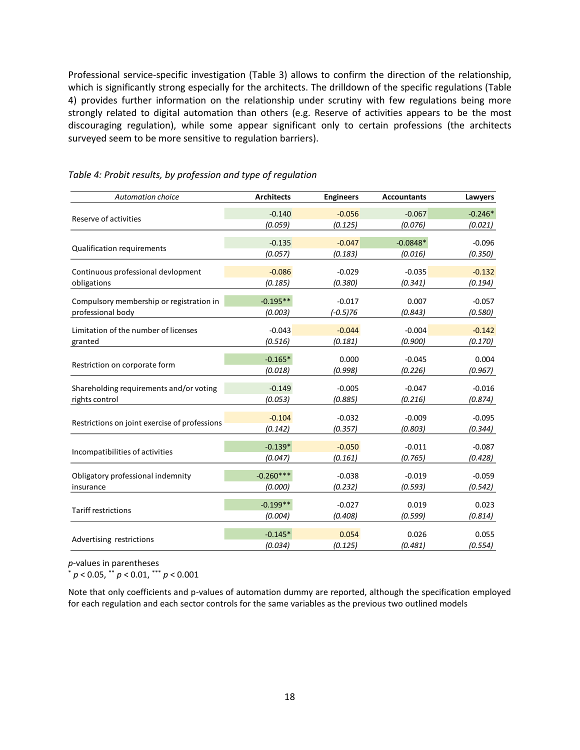Professional service-specific investigation (Table 3) allows to confirm the direction of the relationship, which is significantly strong especially for the architects. The drilldown of the specific regulations (Table 4) provides further information on the relationship under scrutiny with few regulations being more strongly related to digital automation than others (e.g. Reserve of activities appears to be the most discouraging regulation), while some appear significant only to certain professions (the architects surveyed seem to be more sensitive to regulation barriers).

*Table 4: Probit results, by profession and type of regulation*

| *Automation choice* | Architects | Engineers | Accountants | Lawyers |
|---|---|---|---|---|
| Reserve of activities | -0.140 | -0.056 | -0.067 | -0.246* |
| | *(0.059)* | *(0.125)* | *(0.076)* | *(0.021)* |
| Qualification requirements | -0.135 | -0.047 | -0.0848* | -0.096 |
| | *(0.057)* | *(0.183)* | *(0.016)* | *(0.350)* |
| Continuous professional devlopment obligations | -0.086 | -0.029 | -0.035 | -0.132 |
| | *(0.185)* | *(0.380)* | *(0.341)* | *(0.194)* |
| Compulsory membership or registration in professional body | -0.195** | -0.017 | 0.007 | -0.057 |
| | *(0.003)* | *(-0.5)76* | *(0.843)* | *(0.580)* |
| Limitation of the number of licenses granted | -0.043 | -0.044 | -0.004 | -0.142 |
| | *(0.516)* | *(0.181)* | *(0.900)* | *(0.170)* |
| Restriction on corporate form | -0.165* | 0.000 | -0.045 | 0.004 |
| | *(0.018)* | *(0.998)* | *(0.226)* | *(0.967)* |
| Shareholding requirements and/or voting rights control | -0.149 | -0.005 | -0.047 | -0.016 |
| | *(0.053)* | *(0.885)* | *(0.216)* | *(0.874)* |
| Restrictions on joint exercise of professions | -0.104 | -0.032 | -0.009 | -0.095 |
| | *(0.142)* | *(0.357)* | *(0.803)* | *(0.344)* |
| Incompatibilities of activities | -0.139* | -0.050 | -0.011 | -0.087 |
| | *(0.047)* | *(0.161)* | *(0.765)* | *(0.428)* |
| Obligatory professional indemnity insurance | -0.260*** | -0.038 | -0.019 | -0.059 |
| | *(0.000)* | *(0.232)* | *(0.593)* | *(0.542)* |
| Tariff restrictions | -0.199** | -0.027 | 0.019 | 0.023 |
| | *(0.004)* | *(0.408)* | *(0.599)* | *(0.814)* |
| Advertising restrictions | -0.145* | 0.054 | 0.026 | 0.055 |
| | *(0.034)* | *(0.125)* | *(0.481)* | *(0.554)* |

*p*-values in parentheses
* $p < 0.05$, ** $p < 0.01$, *** $p < 0.001$

Note that only coefficients and p-values of automation dummy are reported, although the specification employed for each regulation and each sector controls for the same variables as the previous two outlined models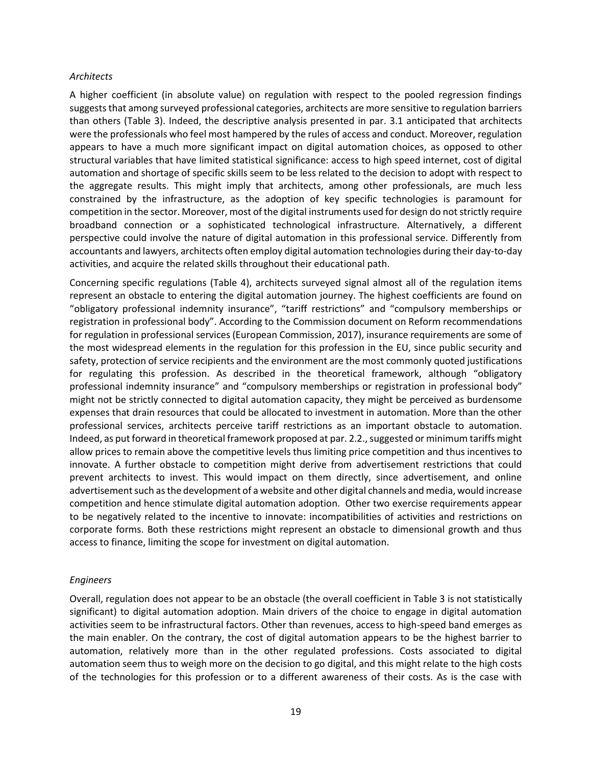*Architects*

A higher coefficient (in absolute value) on regulation with respect to the pooled regression findings suggests that among surveyed professional categories, architects are more sensitive to regulation barriers than others (Table 3). Indeed, the descriptive analysis presented in par. 3.1 anticipated that architects were the professionals who feel most hampered by the rules of access and conduct. Moreover, regulation appears to have a much more significant impact on digital automation choices, as opposed to other structural variables that have limited statistical significance: access to high speed internet, cost of digital automation and shortage of specific skills seem to be less related to the decision to adopt with respect to the aggregate results. This might imply that architects, among other professionals, are much less constrained by the infrastructure, as the adoption of key specific technologies is paramount for competition in the sector. Moreover, most of the digital instruments used for design do not strictly require broadband connection or a sophisticated technological infrastructure. Alternatively, a different perspective could involve the nature of digital automation in this professional service. Differently from accountants and lawyers, architects often employ digital automation technologies during their day-to-day activities, and acquire the related skills throughout their educational path.

Concerning specific regulations (Table 4), architects surveyed signal almost all of the regulation items represent an obstacle to entering the digital automation journey. The highest coefficients are found on "obligatory professional indemnity insurance", "tariff restrictions" and "compulsory memberships or registration in professional body". According to the Commission document on Reform recommendations for regulation in professional services (European Commission, 2017), insurance requirements are some of the most widespread elements in the regulation for this profession in the EU, since public security and safety, protection of service recipients and the environment are the most commonly quoted justifications for regulating this profession. As described in the theoretical framework, although "obligatory professional indemnity insurance" and "compulsory memberships or registration in professional body" might not be strictly connected to digital automation capacity, they might be perceived as burdensome expenses that drain resources that could be allocated to investment in automation. More than the other professional services, architects perceive tariff restrictions as an important obstacle to automation. Indeed, as put forward in theoretical framework proposed at par. 2.2., suggested or minimum tariffs might allow prices to remain above the competitive levels thus limiting price competition and thus incentives to innovate. A further obstacle to competition might derive from advertisement restrictions that could prevent architects to invest. This would impact on them directly, since advertisement, and online advertisement such as the development of a website and other digital channels and media, would increase competition and hence stimulate digital automation adoption. Other two exercise requirements appear to be negatively related to the incentive to innovate: incompatibilities of activities and restrictions on corporate forms. Both these restrictions might represent an obstacle to dimensional growth and thus access to finance, limiting the scope for investment on digital automation.

*Engineers*

Overall, regulation does not appear to be an obstacle (the overall coefficient in Table 3 is not statistically significant) to digital automation adoption. Main drivers of the choice to engage in digital automation activities seem to be infrastructural factors. Other than revenues, access to high-speed band emerges as the main enabler. On the contrary, the cost of digital automation appears to be the highest barrier to automation, relatively more than in the other regulated professions. Costs associated to digital automation seem thus to weigh more on the decision to go digital, and this might relate to the high costs of the technologies for this profession or to a different awareness of their costs. As is the case with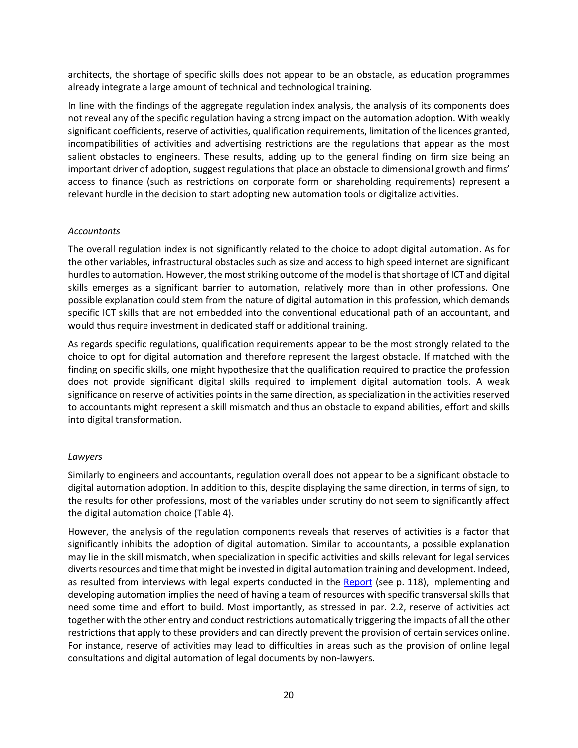architects, the shortage of specific skills does not appear to be an obstacle, as education programmes already integrate a large amount of technical and technological training.

In line with the findings of the aggregate regulation index analysis, the analysis of its components does not reveal any of the specific regulation having a strong impact on the automation adoption. With weakly significant coefficients, reserve of activities, qualification requirements, limitation of the licences granted, incompatibilities of activities and advertising restrictions are the regulations that appear as the most salient obstacles to engineers. These results, adding up to the general finding on firm size being an important driver of adoption, suggest regulations that place an obstacle to dimensional growth and firms' access to finance (such as restrictions on corporate form or shareholding requirements) represent a relevant hurdle in the decision to start adopting new automation tools or digitalize activities.

*Accountants*

The overall regulation index is not significantly related to the choice to adopt digital automation. As for the other variables, infrastructural obstacles such as size and access to high speed internet are significant hurdles to automation. However, the most striking outcome of the model is that shortage of ICT and digital skills emerges as a significant barrier to automation, relatively more than in other professions. One possible explanation could stem from the nature of digital automation in this profession, which demands specific ICT skills that are not embedded into the conventional educational path of an accountant, and would thus require investment in dedicated staff or additional training.

As regards specific regulations, qualification requirements appear to be the most strongly related to the choice to opt for digital automation and therefore represent the largest obstacle. If matched with the finding on specific skills, one might hypothesize that the qualification required to practice the profession does not provide significant digital skills required to implement digital automation tools. A weak significance on reserve of activities points in the same direction, as specialization in the activities reserved to accountants might represent a skill mismatch and thus an obstacle to expand abilities, effort and skills into digital transformation.

*Lawyers*

Similarly to engineers and accountants, regulation overall does not appear to be a significant obstacle to digital automation adoption. In addition to this, despite displaying the same direction, in terms of sign, to the results for other professions, most of the variables under scrutiny do not seem to significantly affect the digital automation choice (Table 4).

However, the analysis of the regulation components reveals that reserves of activities is a factor that significantly inhibits the adoption of digital automation. Similar to accountants, a possible explanation may lie in the skill mismatch, when specialization in specific activities and skills relevant for legal services diverts resources and time that might be invested in digital automation training and development. Indeed, as resulted from interviews with legal experts conducted in the Report (see p. 118), implementing and developing automation implies the need of having a team of resources with specific transversal skills that need some time and effort to build. Most importantly, as stressed in par. 2.2, reserve of activities act together with the other entry and conduct restrictions automatically triggering the impacts of all the other restrictions that apply to these providers and can directly prevent the provision of certain services online. For instance, reserve of activities may lead to difficulties in areas such as the provision of online legal consultations and digital automation of legal documents by non-lawyers.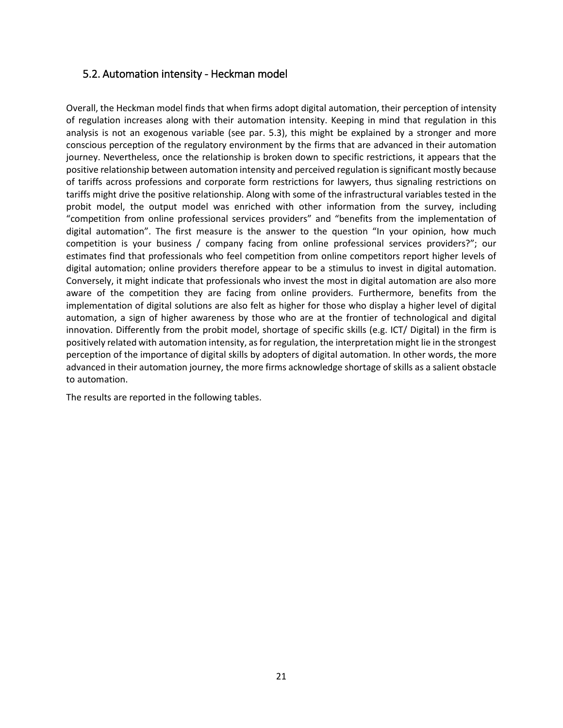## 5.2. Automation intensity - Heckman model

Overall, the Heckman model finds that when firms adopt digital automation, their perception of intensity of regulation increases along with their automation intensity. Keeping in mind that regulation in this analysis is not an exogenous variable (see par. 5.3), this might be explained by a stronger and more conscious perception of the regulatory environment by the firms that are advanced in their automation journey. Nevertheless, once the relationship is broken down to specific restrictions, it appears that the positive relationship between automation intensity and perceived regulation is significant mostly because of tariffs across professions and corporate form restrictions for lawyers, thus signaling restrictions on tariffs might drive the positive relationship. Along with some of the infrastructural variables tested in the probit model, the output model was enriched with other information from the survey, including "competition from online professional services providers" and "benefits from the implementation of digital automation". The first measure is the answer to the question "In your opinion, how much competition is your business / company facing from online professional services providers?"; our estimates find that professionals who feel competition from online competitors report higher levels of digital automation; online providers therefore appear to be a stimulus to invest in digital automation. Conversely, it might indicate that professionals who invest the most in digital automation are also more aware of the competition they are facing from online providers. Furthermore, benefits from the implementation of digital solutions are also felt as higher for those who display a higher level of digital automation, a sign of higher awareness by those who are at the frontier of technological and digital innovation. Differently from the probit model, shortage of specific skills (e.g. ICT/ Digital) in the firm is positively related with automation intensity, as for regulation, the interpretation might lie in the strongest perception of the importance of digital skills by adopters of digital automation. In other words, the more advanced in their automation journey, the more firms acknowledge shortage of skills as a salient obstacle to automation.

The results are reported in the following tables.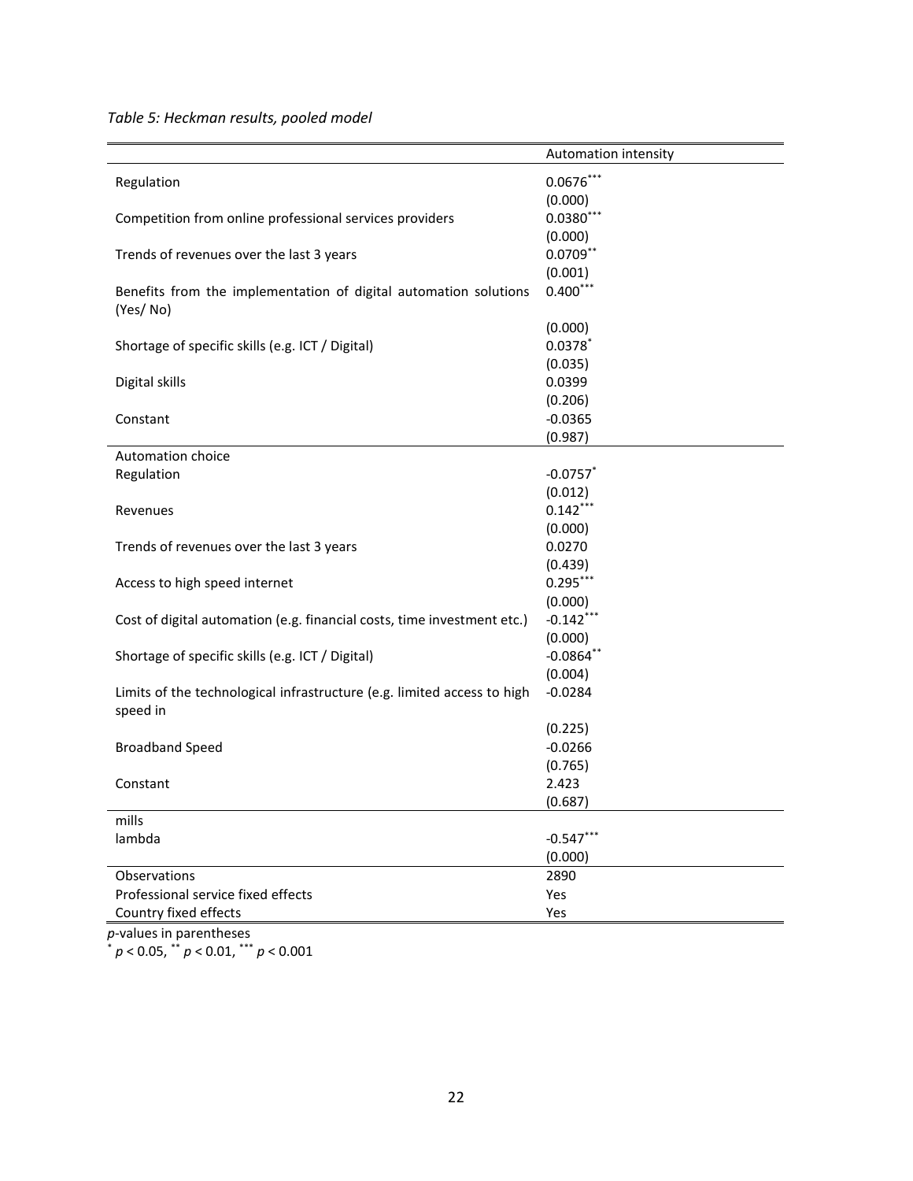*Table 5: Heckman results, pooled model*

| | Automation intensity |
|---|---|
| Regulation | 0.0676*** |
| | (0.000) |
| Competition from online professional services providers | 0.0380*** |
| | (0.000) |
| Trends of revenues over the last 3 years | 0.0709** |
| | (0.001) |
| Benefits from the implementation of digital automation solutions (Yes/ No) | 0.400*** |
| | (0.000) |
| Shortage of specific skills (e.g. ICT / Digital) | 0.0378* |
| | (0.035) |
| Digital skills | 0.0399 |
| | (0.206) |
| Constant | -0.0365 |
| | (0.987) |
| Automation choice | |
| Regulation | -0.0757* |
| | (0.012) |
| Revenues | 0.142*** |
| | (0.000) |
| Trends of revenues over the last 3 years | 0.0270 |
| | (0.439) |
| Access to high speed internet | 0.295*** |
| | (0.000) |
| Cost of digital automation (e.g. financial costs, time investment etc.) | -0.142*** |
| | (0.000) |
| Shortage of specific skills (e.g. ICT / Digital) | -0.0864** |
| | (0.004) |
| Limits of the technological infrastructure (e.g. limited access to high speed in | -0.0284 |
| | (0.225) |
| Broadband Speed | -0.0266 |
| | (0.765) |
| Constant | 2.423 |
| | (0.687) |
| mills | |
| lambda | -0.547*** |
| | (0.000) |
| Observations | 2890 |
| Professional service fixed effects | Yes |
| Country fixed effects | Yes |

*p*-values in parentheses
\* $p < 0.05$, ** $p < 0.01$, *** $p < 0.001$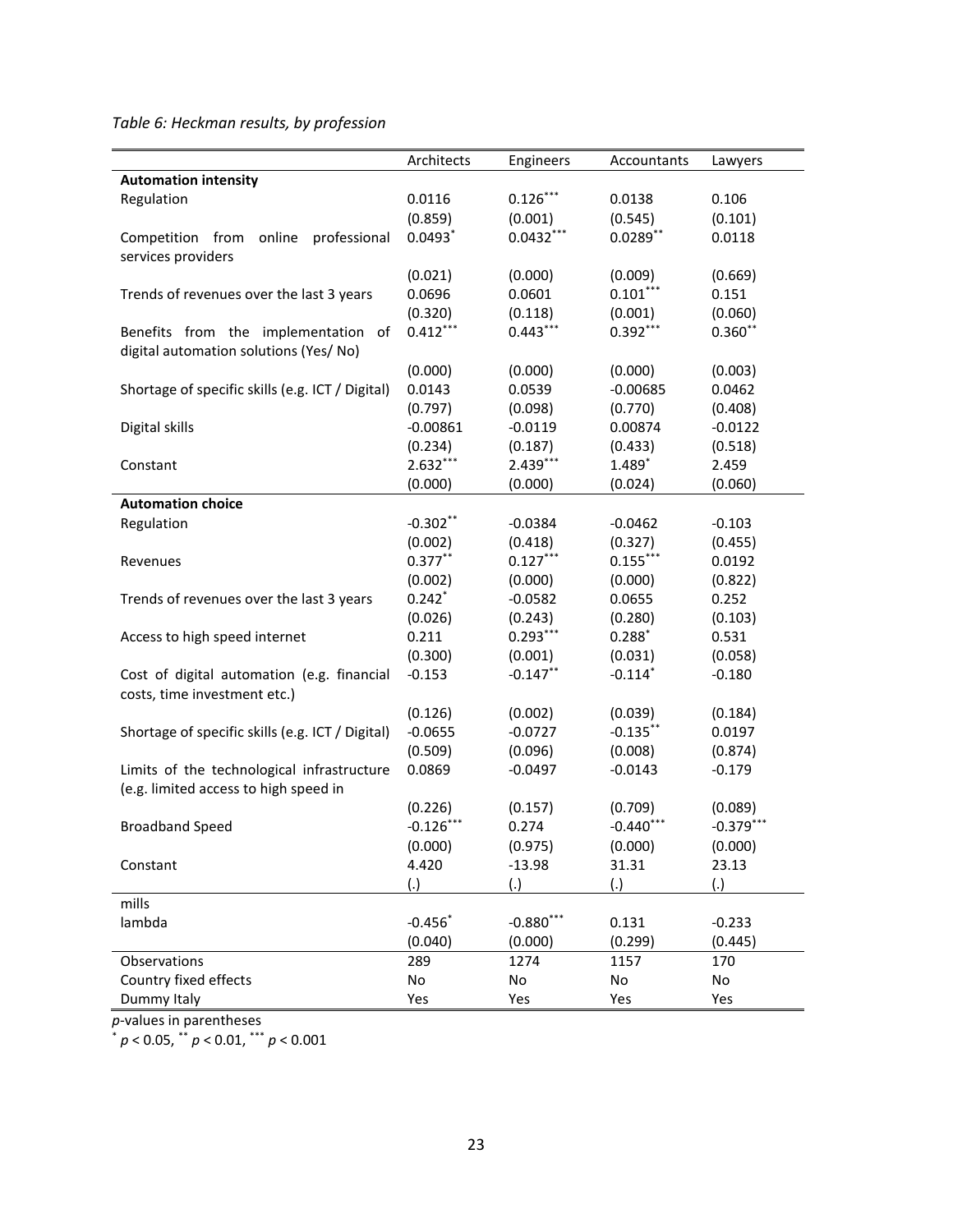*Table 6: Heckman results, by profession*

| | Architects | Engineers | Accountants | Lawyers |
|---|---|---|---|---|
| **Automation intensity** | | | | |
| Regulation | 0.0116 | $0.126^{***}$ | 0.0138 | 0.106 |
| | (0.859) | (0.001) | (0.545) | (0.101) |
| Competition from online professional services providers | $0.0493^{*}$ | $0.0432^{***}$ | $0.0289^{**}$ | 0.0118 |
| | (0.021) | (0.000) | (0.009) | (0.669) |
| Trends of revenues over the last 3 years | 0.0696 | 0.0601 | $0.101^{***}$ | 0.151 |
| | (0.320) | (0.118) | (0.001) | (0.060) |
| Benefits from the implementation of digital automation solutions (Yes/ No) | $0.412^{***}$ | $0.443^{***}$ | $0.392^{***}$ | $0.360^{**}$ |
| | (0.000) | (0.000) | (0.000) | (0.003) |
| Shortage of specific skills (e.g. ICT / Digital) | 0.0143 | 0.0539 | -0.00685 | 0.0462 |
| | (0.797) | (0.098) | (0.770) | (0.408) |
| Digital skills | -0.00861 | -0.0119 | 0.00874 | -0.0122 |
| | (0.234) | (0.187) | (0.433) | (0.518) |
| Constant | $2.632^{***}$ | $2.439^{***}$ | $1.489^{*}$ | 2.459 |
| | (0.000) | (0.000) | (0.024) | (0.060) |
| **Automation choice** | | | | |
| Regulation | $-0.302^{**}$ | -0.0384 | -0.0462 | -0.103 |
| | (0.002) | (0.418) | (0.327) | (0.455) |
| Revenues | $0.377^{**}$ | $0.127^{***}$ | $0.155^{***}$ | 0.0192 |
| | (0.002) | (0.000) | (0.000) | (0.822) |
| Trends of revenues over the last 3 years | $0.242^{*}$ | -0.0582 | 0.0655 | 0.252 |
| | (0.026) | (0.243) | (0.280) | (0.103) |
| Access to high speed internet | 0.211 | $0.293^{***}$ | $0.288^{*}$ | 0.531 |
| | (0.300) | (0.001) | (0.031) | (0.058) |
| Cost of digital automation (e.g. financial costs, time investment etc.) | -0.153 | $-0.147^{**}$ | $-0.114^{*}$ | -0.180 |
| | (0.126) | (0.002) | (0.039) | (0.184) |
| Shortage of specific skills (e.g. ICT / Digital) | -0.0655 | -0.0727 | $-0.135^{**}$ | 0.0197 |
| | (0.509) | (0.096) | (0.008) | (0.874) |
| Limits of the technological infrastructure (e.g. limited access to high speed in | 0.0869 | -0.0497 | -0.0143 | -0.179 |
| | (0.226) | (0.157) | (0.709) | (0.089) |
| Broadband Speed | $-0.126^{***}$ | 0.274 | $-0.440^{***}$ | $-0.379^{***}$ |
| | (0.000) | (0.975) | (0.000) | (0.000) |
| Constant | 4.420 | -13.98 | 31.31 | 23.13 |
| | (.) | (.) | (.) | (.) |
| mills | | | | |
| lambda | $-0.456^{*}$ | $-0.880^{***}$ | 0.131 | -0.233 |
| | (0.040) | (0.000) | (0.299) | (0.445) |
| Observations | 289 | 1274 | 1157 | 170 |
| Country fixed effects | No | No | No | No |
| Dummy Italy | Yes | Yes | Yes | Yes |

*p*-values in parentheses

$^{*}$ $p < 0.05$, $^{**}$ $p < 0.01$, $^{***}$ $p < 0.001$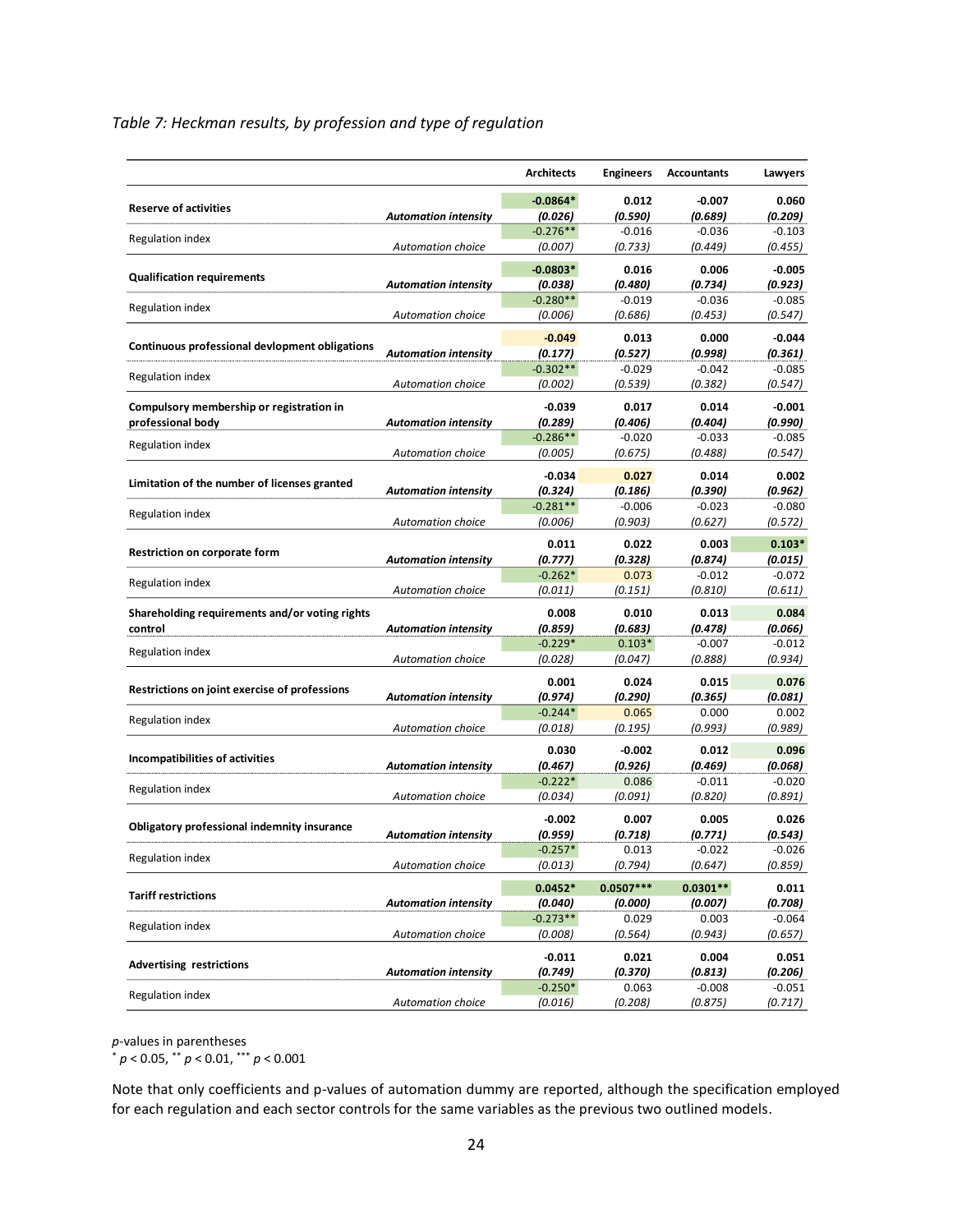*Table 7: Heckman results, by profession and type of regulation*

| | | Architects | Engineers | Accountants | Lawyers |
|---|---|---|---|---|---|
| **Reserve of activities** | ***Automation intensity*** | **-0.0864*** | **0.012** | **-0.007** | **0.060** |
| | | ***(0.026)*** | ***(0.590)*** | ***(0.689)*** | ***(0.209)*** |
| Regulation index | *Automation choice* | -0.276** | -0.016 | -0.036 | -0.103 |
| | | *(0.007)* | *(0.733)* | *(0.449)* | *(0.455)* |
| **Qualification requirements** | ***Automation intensity*** | **-0.0803*** | **0.016** | **0.006** | **-0.005** |
| | | ***(0.038)*** | ***(0.480)*** | ***(0.734)*** | ***(0.923)*** |
| Regulation index | *Automation choice* | -0.280** | -0.019 | -0.036 | -0.085 |
| | | *(0.006)* | *(0.686)* | *(0.453)* | *(0.547)* |
| **Continuous professional devlopment obligations** | ***Automation intensity*** | **-0.049** | **0.013** | **0.000** | **-0.044** |
| | | ***(0.177)*** | ***(0.527)*** | ***(0.998)*** | ***(0.361)*** |
| Regulation index | *Automation choice* | -0.302** | -0.029 | -0.042 | -0.085 |
| | | *(0.002)* | *(0.539)* | *(0.382)* | *(0.547)* |
| **Compulsory membership or registration in professional body** | ***Automation intensity*** | **-0.039** | **0.017** | **0.014** | **-0.001** |
| | | ***(0.289)*** | ***(0.406)*** | ***(0.404)*** | ***(0.990)*** |
| Regulation index | *Automation choice* | -0.286** | -0.020 | -0.033 | -0.085 |
| | | *(0.005)* | *(0.675)* | *(0.488)* | *(0.547)* |
| **Limitation of the number of licenses granted** | ***Automation intensity*** | **-0.034** | **0.027** | **0.014** | **0.002** |
| | | ***(0.324)*** | ***(0.186)*** | ***(0.390)*** | ***(0.962)*** |
| Regulation index | *Automation choice* | -0.281** | -0.006 | -0.023 | -0.080 |
| | | *(0.006)* | *(0.903)* | *(0.627)* | *(0.572)* |
| **Restriction on corporate form** | ***Automation intensity*** | **0.011** | **0.022** | **0.003** | **0.103*** |
| | | ***(0.777)*** | ***(0.328)*** | ***(0.874)*** | ***(0.015)*** |
| Regulation index | *Automation choice* | -0.262* | 0.073 | -0.012 | -0.072 |
| | | *(0.011)* | *(0.151)* | *(0.810)* | *(0.611)* |
| **Shareholding requirements and/or voting rights control** | ***Automation intensity*** | **0.008** | **0.010** | **0.013** | **0.084** |
| | | ***(0.859)*** | ***(0.683)*** | ***(0.478)*** | ***(0.066)*** |
| Regulation index | *Automation choice* | -0.229* | 0.103* | -0.007 | -0.012 |
| | | *(0.028)* | *(0.047)* | *(0.888)* | *(0.934)* |
| **Restrictions on joint exercise of professions** | ***Automation intensity*** | **0.001** | **0.024** | **0.015** | **0.076** |
| | | ***(0.974)*** | ***(0.290)*** | ***(0.365)*** | ***(0.081)*** |
| Regulation index | *Automation choice* | -0.244* | 0.065 | 0.000 | 0.002 |
| | | *(0.018)* | *(0.195)* | *(0.993)* | *(0.989)* |
| **Incompatibilities of activities** | ***Automation intensity*** | **0.030** | **-0.002** | **0.012** | **0.096** |
| | | ***(0.467)*** | ***(0.926)*** | ***(0.469)*** | ***(0.068)*** |
| Regulation index | *Automation choice* | -0.222* | 0.086 | -0.011 | -0.020 |
| | | *(0.034)* | *(0.091)* | *(0.820)* | *(0.891)* |
| **Obligatory professional indemnity insurance** | ***Automation intensity*** | **-0.002** | **0.007** | **0.005** | **0.026** |
| | | ***(0.959)*** | ***(0.718)*** | ***(0.771)*** | ***(0.543)*** |
| Regulation index | *Automation choice* | -0.257* | 0.013 | -0.022 | -0.026 |
| | | *(0.013)* | *(0.794)* | *(0.647)* | *(0.859)* |
| **Tariff restrictions** | ***Automation intensity*** | **0.0452*** | **0.0507***** | **0.0301**** | **0.011** |
| | | ***(0.040)*** | ***(0.000)*** | ***(0.007)*** | ***(0.708)*** |
| Regulation index | *Automation choice* | -0.273** | 0.029 | 0.003 | -0.064 |
| | | *(0.008)* | *(0.564)* | *(0.943)* | *(0.657)* |
| **Advertising restrictions** | ***Automation intensity*** | **-0.011** | **0.021** | **0.004** | **0.051** |
| | | ***(0.749)*** | ***(0.370)*** | ***(0.813)*** | ***(0.206)*** |
| Regulation index | *Automation choice* | -0.250* | 0.063 | -0.008 | -0.051 |
| | | *(0.016)* | *(0.208)* | *(0.875)* | *(0.717)* |

*p*-values in parentheses
\* $p < 0.05$, ** $p < 0.01$, *** $p < 0.001$

Note that only coefficients and p-values of automation dummy are reported, although the specification employed for each regulation and each sector controls for the same variables as the previous two outlined models.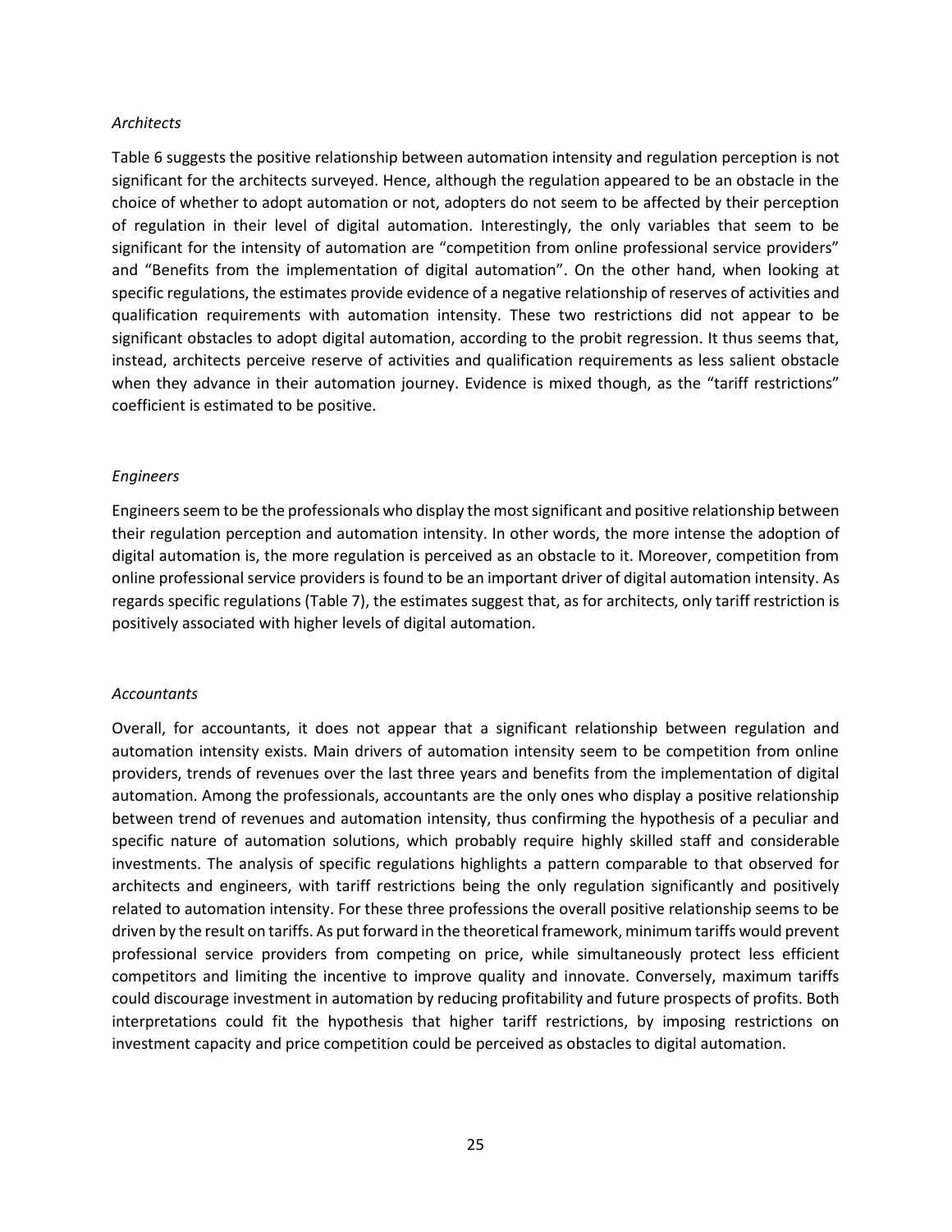*Architects*

Table 6 suggests the positive relationship between automation intensity and regulation perception is not significant for the architects surveyed. Hence, although the regulation appeared to be an obstacle in the choice of whether to adopt automation or not, adopters do not seem to be affected by their perception of regulation in their level of digital automation. Interestingly, the only variables that seem to be significant for the intensity of automation are "competition from online professional service providers" and "Benefits from the implementation of digital automation". On the other hand, when looking at specific regulations, the estimates provide evidence of a negative relationship of reserves of activities and qualification requirements with automation intensity. These two restrictions did not appear to be significant obstacles to adopt digital automation, according to the probit regression. It thus seems that, instead, architects perceive reserve of activities and qualification requirements as less salient obstacle when they advance in their automation journey. Evidence is mixed though, as the "tariff restrictions" coefficient is estimated to be positive.

*Engineers*

Engineers seem to be the professionals who display the most significant and positive relationship between their regulation perception and automation intensity. In other words, the more intense the adoption of digital automation is, the more regulation is perceived as an obstacle to it. Moreover, competition from online professional service providers is found to be an important driver of digital automation intensity. As regards specific regulations (Table 7), the estimates suggest that, as for architects, only tariff restriction is positively associated with higher levels of digital automation.

*Accountants*

Overall, for accountants, it does not appear that a significant relationship between regulation and automation intensity exists. Main drivers of automation intensity seem to be competition from online providers, trends of revenues over the last three years and benefits from the implementation of digital automation. Among the professionals, accountants are the only ones who display a positive relationship between trend of revenues and automation intensity, thus confirming the hypothesis of a peculiar and specific nature of automation solutions, which probably require highly skilled staff and considerable investments. The analysis of specific regulations highlights a pattern comparable to that observed for architects and engineers, with tariff restrictions being the only regulation significantly and positively related to automation intensity. For these three professions the overall positive relationship seems to be driven by the result on tariffs. As put forward in the theoretical framework, minimum tariffs would prevent professional service providers from competing on price, while simultaneously protect less efficient competitors and limiting the incentive to improve quality and innovate. Conversely, maximum tariffs could discourage investment in automation by reducing profitability and future prospects of profits. Both interpretations could fit the hypothesis that higher tariff restrictions, by imposing restrictions on investment capacity and price competition could be perceived as obstacles to digital automation.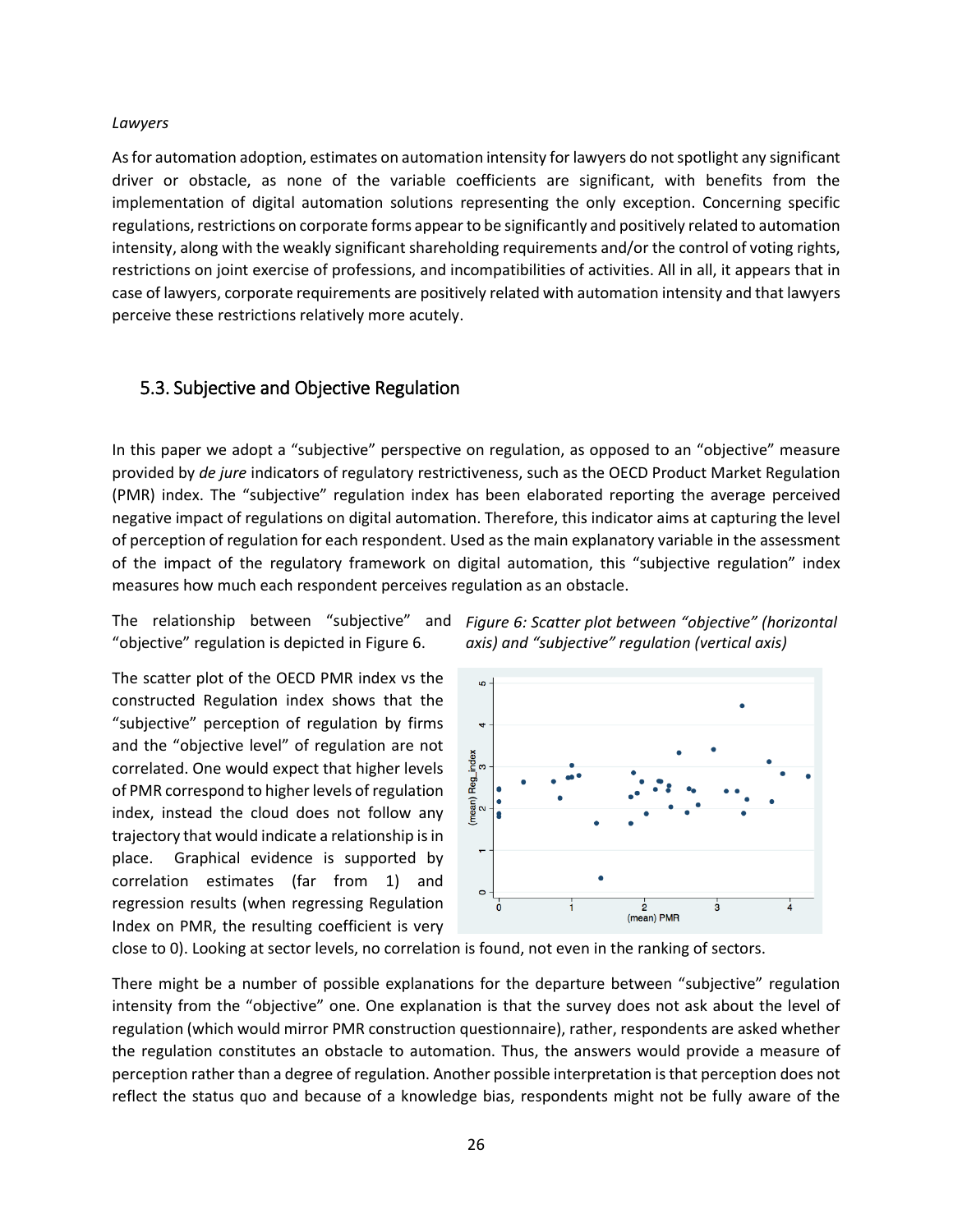*Lawyers*

As for automation adoption, estimates on automation intensity for lawyers do not spotlight any significant driver or obstacle, as none of the variable coefficients are significant, with benefits from the implementation of digital automation solutions representing the only exception. Concerning specific regulations, restrictions on corporate forms appear to be significantly and positively related to automation intensity, along with the weakly significant shareholding requirements and/or the control of voting rights, restrictions on joint exercise of professions, and incompatibilities of activities. All in all, it appears that in case of lawyers, corporate requirements are positively related with automation intensity and that lawyers perceive these restrictions relatively more acutely.

## 5.3. Subjective and Objective Regulation

In this paper we adopt a "subjective" perspective on regulation, as opposed to an "objective" measure provided by *de jure* indicators of regulatory restrictiveness, such as the OECD Product Market Regulation (PMR) index. The "subjective" regulation index has been elaborated reporting the average perceived negative impact of regulations on digital automation. Therefore, this indicator aims at capturing the level of perception of regulation for each respondent. Used as the main explanatory variable in the assessment of the impact of the regulatory framework on digital automation, this "subjective regulation" index measures how much each respondent perceives regulation as an obstacle.

The relationship between "subjective" and "objective" regulation is depicted in Figure 6.

*Figure 6: Scatter plot between "objective" (horizontal axis) and "subjective" regulation (vertical axis)*

The scatter plot of the OECD PMR index vs the constructed Regulation index shows that the "subjective" perception of regulation by firms and the "objective level" of regulation are not correlated. One would expect that higher levels of PMR correspond to higher levels of regulation index, instead the cloud does not follow any trajectory that would indicate a relationship is in place. Graphical evidence is supported by correlation estimates (far from 1) and regression results (when regressing Regulation Index on PMR, the resulting coefficient is very close to 0). Looking at sector levels, no correlation is found, not even in the ranking of sectors.

There might be a number of possible explanations for the departure between "subjective" regulation intensity from the "objective" one. One explanation is that the survey does not ask about the level of regulation (which would mirror PMR construction questionnaire), rather, respondents are asked whether the regulation constitutes an obstacle to automation. Thus, the answers would provide a measure of perception rather than a degree of regulation. Another possible interpretation is that perception does not reflect the status quo and because of a knowledge bias, respondents might not be fully aware of the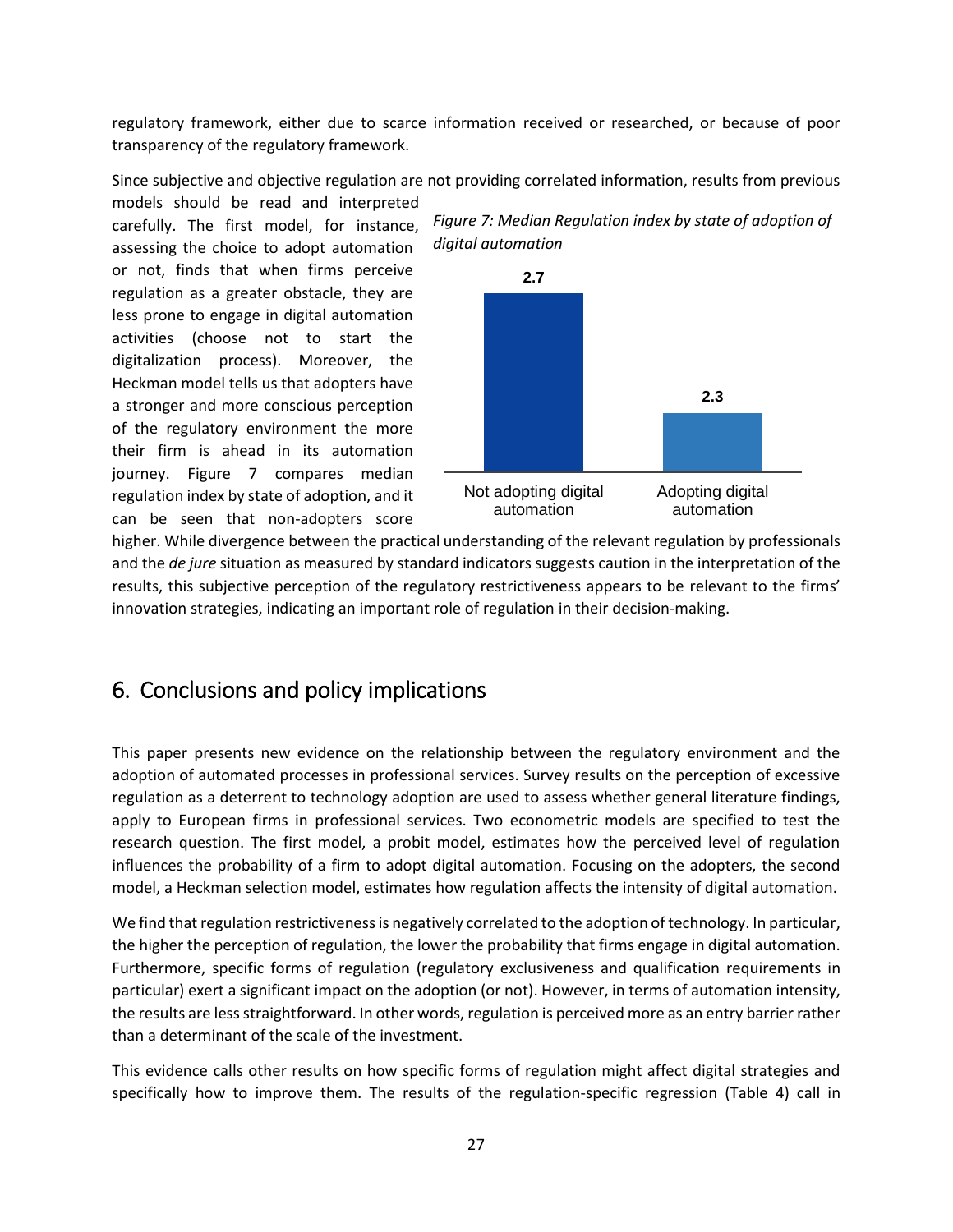regulatory framework, either due to scarce information received or researched, or because of poor transparency of the regulatory framework.

Since subjective and objective regulation are not providing correlated information, results from previous models should be read and interpreted carefully. The first model, for instance, assessing the choice to adopt automation or not, finds that when firms perceive regulation as a greater obstacle, they are less prone to engage in digital automation activities (choose not to start the digitalization process). Moreover, the Heckman model tells us that adopters have a stronger and more conscious perception of the regulatory environment the more their firm is ahead in its automation journey. Figure 7 compares median regulation index by state of adoption, and it can be seen that non-adopters score higher. While divergence between the practical understanding of the relevant regulation by professionals and the *de jure* situation as measured by standard indicators suggests caution in the interpretation of the results, this subjective perception of the regulatory restrictiveness appears to be relevant to the firms' innovation strategies, indicating an important role of regulation in their decision-making.

*Figure 7: Median Regulation index by state of adoption of digital automation*

| | Not adopting digital automation | Adopting digital automation |
|---|---|---|
| Median Regulation index | 2.7 | 2.3 |

## 6. Conclusions and policy implications

This paper presents new evidence on the relationship between the regulatory environment and the adoption of automated processes in professional services. Survey results on the perception of excessive regulation as a deterrent to technology adoption are used to assess whether general literature findings, apply to European firms in professional services. Two econometric models are specified to test the research question. The first model, a probit model, estimates how the perceived level of regulation influences the probability of a firm to adopt digital automation. Focusing on the adopters, the second model, a Heckman selection model, estimates how regulation affects the intensity of digital automation.

We find that regulation restrictiveness is negatively correlated to the adoption of technology. In particular, the higher the perception of regulation, the lower the probability that firms engage in digital automation. Furthermore, specific forms of regulation (regulatory exclusiveness and qualification requirements in particular) exert a significant impact on the adoption (or not). However, in terms of automation intensity, the results are less straightforward. In other words, regulation is perceived more as an entry barrier rather than a determinant of the scale of the investment.

This evidence calls other results on how specific forms of regulation might affect digital strategies and specifically how to improve them. The results of the regulation-specific regression (Table 4) call in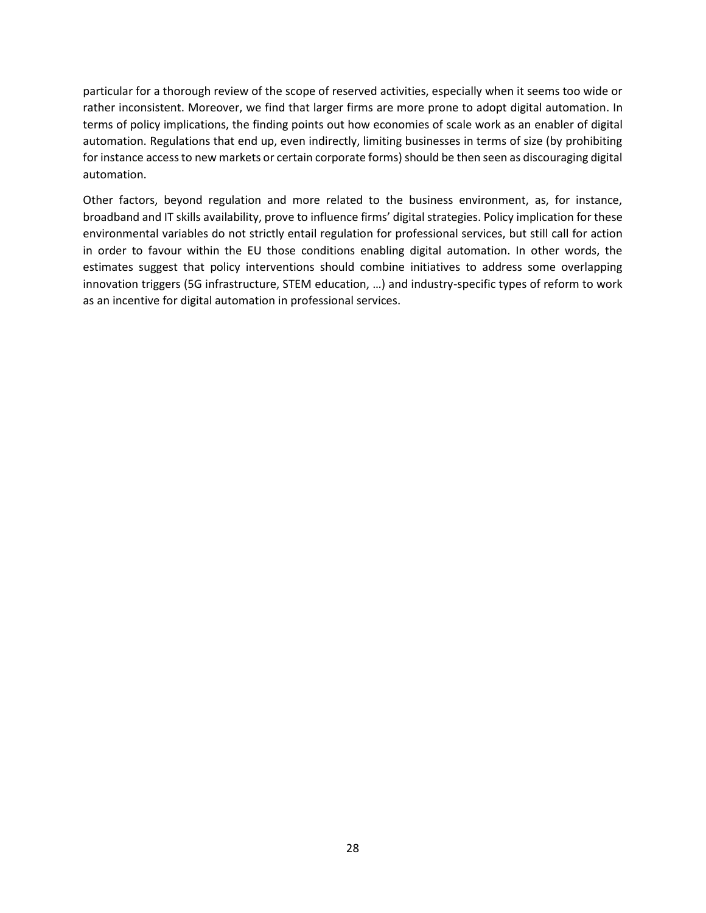particular for a thorough review of the scope of reserved activities, especially when it seems too wide or rather inconsistent. Moreover, we find that larger firms are more prone to adopt digital automation. In terms of policy implications, the finding points out how economies of scale work as an enabler of digital automation. Regulations that end up, even indirectly, limiting businesses in terms of size (by prohibiting for instance access to new markets or certain corporate forms) should be then seen as discouraging digital automation.

Other factors, beyond regulation and more related to the business environment, as, for instance, broadband and IT skills availability, prove to influence firms' digital strategies. Policy implication for these environmental variables do not strictly entail regulation for professional services, but still call for action in order to favour within the EU those conditions enabling digital automation. In other words, the estimates suggest that policy interventions should combine initiatives to address some overlapping innovation triggers (5G infrastructure, STEM education, …) and industry-specific types of reform to work as an incentive for digital automation in professional services.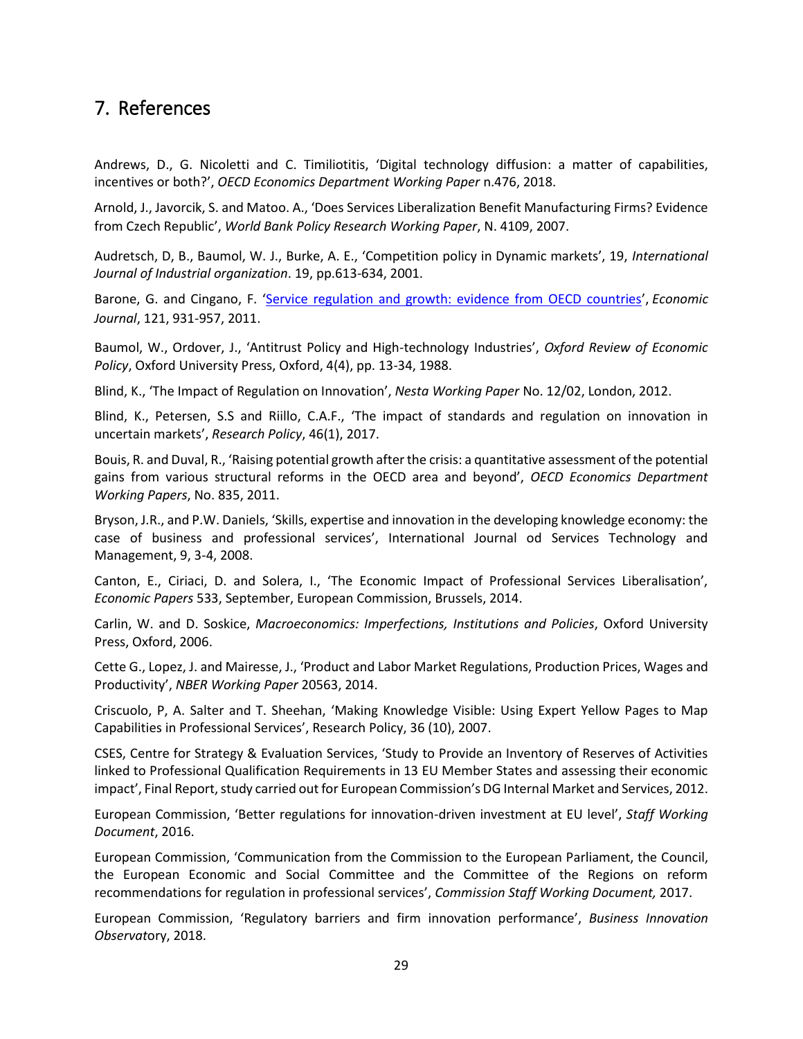## 7. References

Andrews, D., G. Nicoletti and C. Timiliotitis, 'Digital technology diffusion: a matter of capabilities, incentives or both?', *OECD Economics Department Working Paper* n.476, 2018.

Arnold, J., Javorcik, S. and Matoo. A., 'Does Services Liberalization Benefit Manufacturing Firms? Evidence from Czech Republic', *World Bank Policy Research Working Paper*, N. 4109, 2007.

Audretsch, D, B., Baumol, W. J., Burke, A. E., 'Competition policy in Dynamic markets', 19, *International Journal of Industrial organization*. 19, pp.613-634, 2001.

Barone, G. and Cingano, F. 'Service regulation and growth: evidence from OECD countries', *Economic Journal*, 121, 931-957, 2011.

Baumol, W., Ordover, J., 'Antitrust Policy and High-technology Industries', *Oxford Review of Economic Policy*, Oxford University Press, Oxford, 4(4), pp. 13-34, 1988.

Blind, K., 'The Impact of Regulation on Innovation', *Nesta Working Paper* No. 12/02, London, 2012.

Blind, K., Petersen, S.S and Riillo, C.A.F., 'The impact of standards and regulation on innovation in uncertain markets', *Research Policy*, 46(1), 2017.

Bouis, R. and Duval, R., 'Raising potential growth after the crisis: a quantitative assessment of the potential gains from various structural reforms in the OECD area and beyond', *OECD Economics Department Working Papers*, No. 835, 2011.

Bryson, J.R., and P.W. Daniels, 'Skills, expertise and innovation in the developing knowledge economy: the case of business and professional services', International Journal od Services Technology and Management, 9, 3-4, 2008.

Canton, E., Ciriaci, D. and Solera, I., 'The Economic Impact of Professional Services Liberalisation', *Economic Papers* 533, September, European Commission, Brussels, 2014.

Carlin, W. and D. Soskice, *Macroeconomics: Imperfections, Institutions and Policies*, Oxford University Press, Oxford, 2006.

Cette G., Lopez, J. and Mairesse, J., 'Product and Labor Market Regulations, Production Prices, Wages and Productivity', *NBER Working Paper* 20563, 2014.

Criscuolo, P, A. Salter and T. Sheehan, 'Making Knowledge Visible: Using Expert Yellow Pages to Map Capabilities in Professional Services', Research Policy, 36 (10), 2007.

CSES, Centre for Strategy & Evaluation Services, 'Study to Provide an Inventory of Reserves of Activities linked to Professional Qualification Requirements in 13 EU Member States and assessing their economic impact', Final Report, study carried out for European Commission's DG Internal Market and Services, 2012.

European Commission, 'Better regulations for innovation-driven investment at EU level', *Staff Working Document*, 2016.

European Commission, 'Communication from the Commission to the European Parliament, the Council, the European Economic and Social Committee and the Committee of the Regions on reform recommendations for regulation in professional services', *Commission Staff Working Document,* 2017.

European Commission, 'Regulatory barriers and firm innovation performance', *Business Innovation Observat*ory, 2018.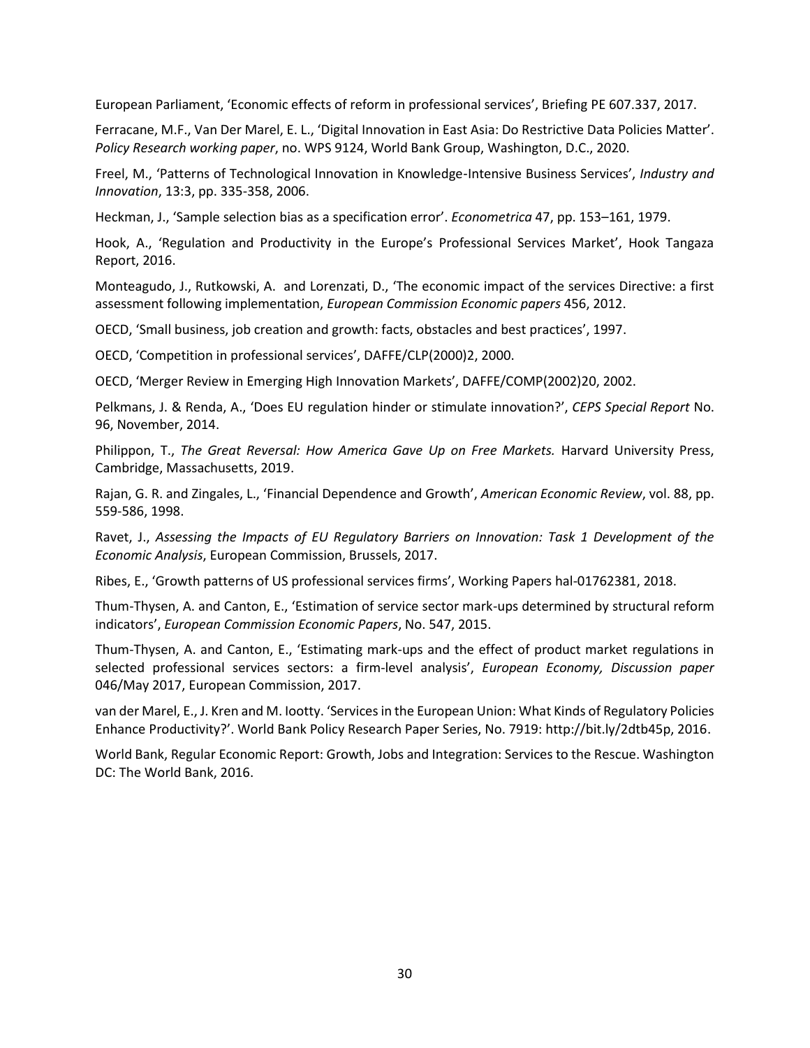European Parliament, 'Economic effects of reform in professional services', Briefing PE 607.337, 2017.

Ferracane, M.F., Van Der Marel, E. L., 'Digital Innovation in East Asia: Do Restrictive Data Policies Matter'. *Policy Research working paper*, no. WPS 9124, World Bank Group, Washington, D.C., 2020.

Freel, M., 'Patterns of Technological Innovation in Knowledge-Intensive Business Services', *Industry and Innovation*, 13:3, pp. 335-358, 2006.

Heckman, J., 'Sample selection bias as a specification error'. *Econometrica* 47, pp. 153–161, 1979.

Hook, A., 'Regulation and Productivity in the Europe's Professional Services Market', Hook Tangaza Report, 2016.

Monteagudo, J., Rutkowski, A. and Lorenzati, D., 'The economic impact of the services Directive: a first assessment following implementation, *European Commission Economic papers* 456, 2012.

OECD, 'Small business, job creation and growth: facts, obstacles and best practices', 1997.

OECD, 'Competition in professional services', DAFFE/CLP(2000)2, 2000.

OECD, 'Merger Review in Emerging High Innovation Markets', DAFFE/COMP(2002)20, 2002.

Pelkmans, J. & Renda, A., 'Does EU regulation hinder or stimulate innovation?', *CEPS Special Report* No. 96, November, 2014.

Philippon, T., *The Great Reversal: How America Gave Up on Free Markets.* Harvard University Press, Cambridge, Massachusetts, 2019.

Rajan, G. R. and Zingales, L., 'Financial Dependence and Growth', *American Economic Review*, vol. 88, pp. 559-586, 1998.

Ravet, J., *Assessing the Impacts of EU Regulatory Barriers on Innovation: Task 1 Development of the Economic Analysis*, European Commission, Brussels, 2017.

Ribes, E., 'Growth patterns of US professional services firms', Working Papers hal-01762381, 2018.

Thum-Thysen, A. and Canton, E., 'Estimation of service sector mark-ups determined by structural reform indicators', *European Commission Economic Papers*, No. 547, 2015.

Thum-Thysen, A. and Canton, E., 'Estimating mark-ups and the effect of product market regulations in selected professional services sectors: a firm-level analysis', *European Economy, Discussion paper* 046/May 2017, European Commission, 2017.

van der Marel, E., J. Kren and M. Iootty. 'Services in the European Union: What Kinds of Regulatory Policies Enhance Productivity?'. World Bank Policy Research Paper Series, No. 7919: http://bit.ly/2dtb45p, 2016.

World Bank, Regular Economic Report: Growth, Jobs and Integration: Services to the Rescue. Washington DC: The World Bank, 2016.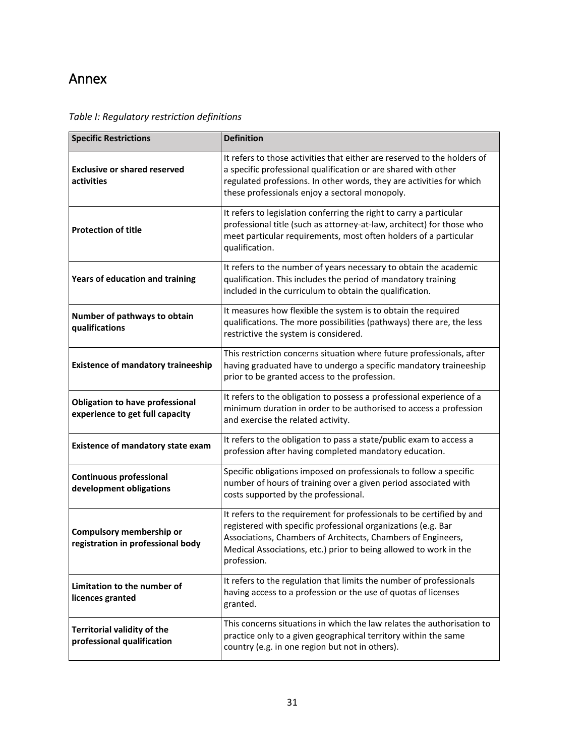# Annex

*Table I: Regulatory restriction definitions*

| Specific Restrictions | Definition |
|---|---|
| **Exclusive or shared reserved activities** | It refers to those activities that either are reserved to the holders of a specific professional qualification or are shared with other regulated professions. In other words, they are activities for which these professionals enjoy a sectoral monopoly. |
| **Protection of title** | It refers to legislation conferring the right to carry a particular professional title (such as attorney-at-law, architect) for those who meet particular requirements, most often holders of a particular qualification. |
| **Years of education and training** | It refers to the number of years necessary to obtain the academic qualification. This includes the period of mandatory training included in the curriculum to obtain the qualification. |
| **Number of pathways to obtain qualifications** | It measures how flexible the system is to obtain the required qualifications. The more possibilities (pathways) there are, the less restrictive the system is considered. |
| **Existence of mandatory traineeship** | This restriction concerns situation where future professionals, after having graduated have to undergo a specific mandatory traineeship prior to be granted access to the profession. |
| **Obligation to have professional experience to get full capacity** | It refers to the obligation to possess a professional experience of a minimum duration in order to be authorised to access a profession and exercise the related activity. |
| **Existence of mandatory state exam** | It refers to the obligation to pass a state/public exam to access a profession after having completed mandatory education. |
| **Continuous professional development obligations** | Specific obligations imposed on professionals to follow a specific number of hours of training over a given period associated with costs supported by the professional. |
| **Compulsory membership or registration in professional body** | It refers to the requirement for professionals to be certified by and registered with specific professional organizations (e.g. Bar Associations, Chambers of Architects, Chambers of Engineers, Medical Associations, etc.) prior to being allowed to work in the profession. |
| **Limitation to the number of licences granted** | It refers to the regulation that limits the number of professionals having access to a profession or the use of quotas of licenses granted. |
| **Territorial validity of the professional qualification** | This concerns situations in which the law relates the authorisation to practice only to a given geographical territory within the same country (e.g. in one region but not in others). |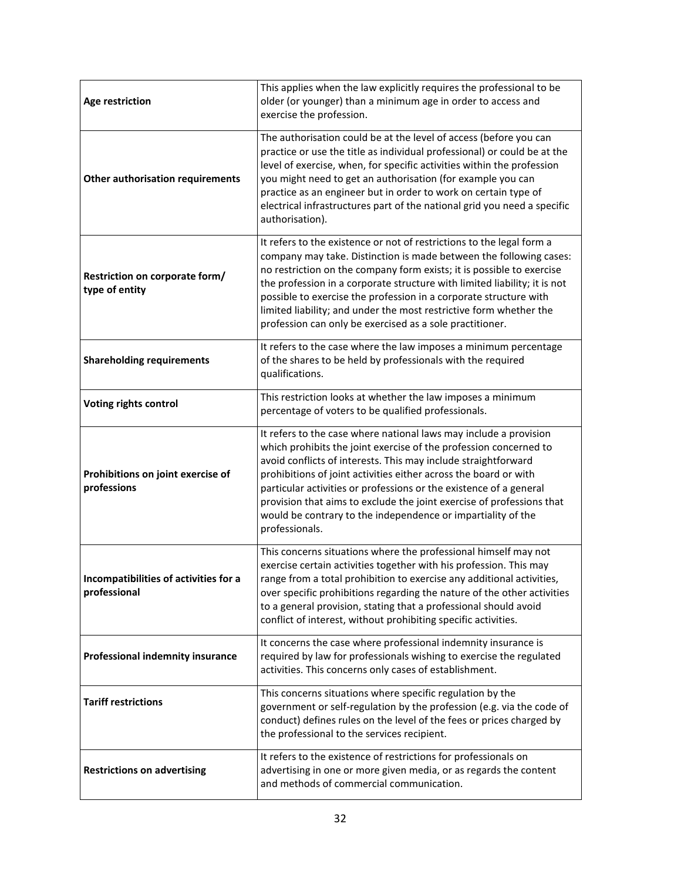| | |
|---|---|
| **Age restriction** | This applies when the law explicitly requires the professional to be older (or younger) than a minimum age in order to access and exercise the profession. |
| **Other authorisation requirements** | The authorisation could be at the level of access (before you can practice or use the title as individual professional) or could be at the level of exercise, when, for specific activities within the profession you might need to get an authorisation (for example you can practice as an engineer but in order to work on certain type of electrical infrastructures part of the national grid you need a specific authorisation). |
| **Restriction on corporate form/ type of entity** | It refers to the existence or not of restrictions to the legal form a company may take. Distinction is made between the following cases: no restriction on the company form exists; it is possible to exercise the profession in a corporate structure with limited liability; it is not possible to exercise the profession in a corporate structure with limited liability; and under the most restrictive form whether the profession can only be exercised as a sole practitioner. |
| **Shareholding requirements** | It refers to the case where the law imposes a minimum percentage of the shares to be held by professionals with the required qualifications. |
| **Voting rights control** | This restriction looks at whether the law imposes a minimum percentage of voters to be qualified professionals. |
| **Prohibitions on joint exercise of professions** | It refers to the case where national laws may include a provision which prohibits the joint exercise of the profession concerned to avoid conflicts of interests. This may include straightforward prohibitions of joint activities either across the board or with particular activities or professions or the existence of a general provision that aims to exclude the joint exercise of professions that would be contrary to the independence or impartiality of the professionals. |
| **Incompatibilities of activities for a professional** | This concerns situations where the professional himself may not exercise certain activities together with his profession. This may range from a total prohibition to exercise any additional activities, over specific prohibitions regarding the nature of the other activities to a general provision, stating that a professional should avoid conflict of interest, without prohibiting specific activities. |
| **Professional indemnity insurance** | It concerns the case where professional indemnity insurance is required by law for professionals wishing to exercise the regulated activities. This concerns only cases of establishment. |
| **Tariff restrictions** | This concerns situations where specific regulation by the government or self-regulation by the profession (e.g. via the code of conduct) defines rules on the level of the fees or prices charged by the professional to the services recipient. |
| **Restrictions on advertising** | It refers to the existence of restrictions for professionals on advertising in one or more given media, or as regards the content and methods of commercial communication. |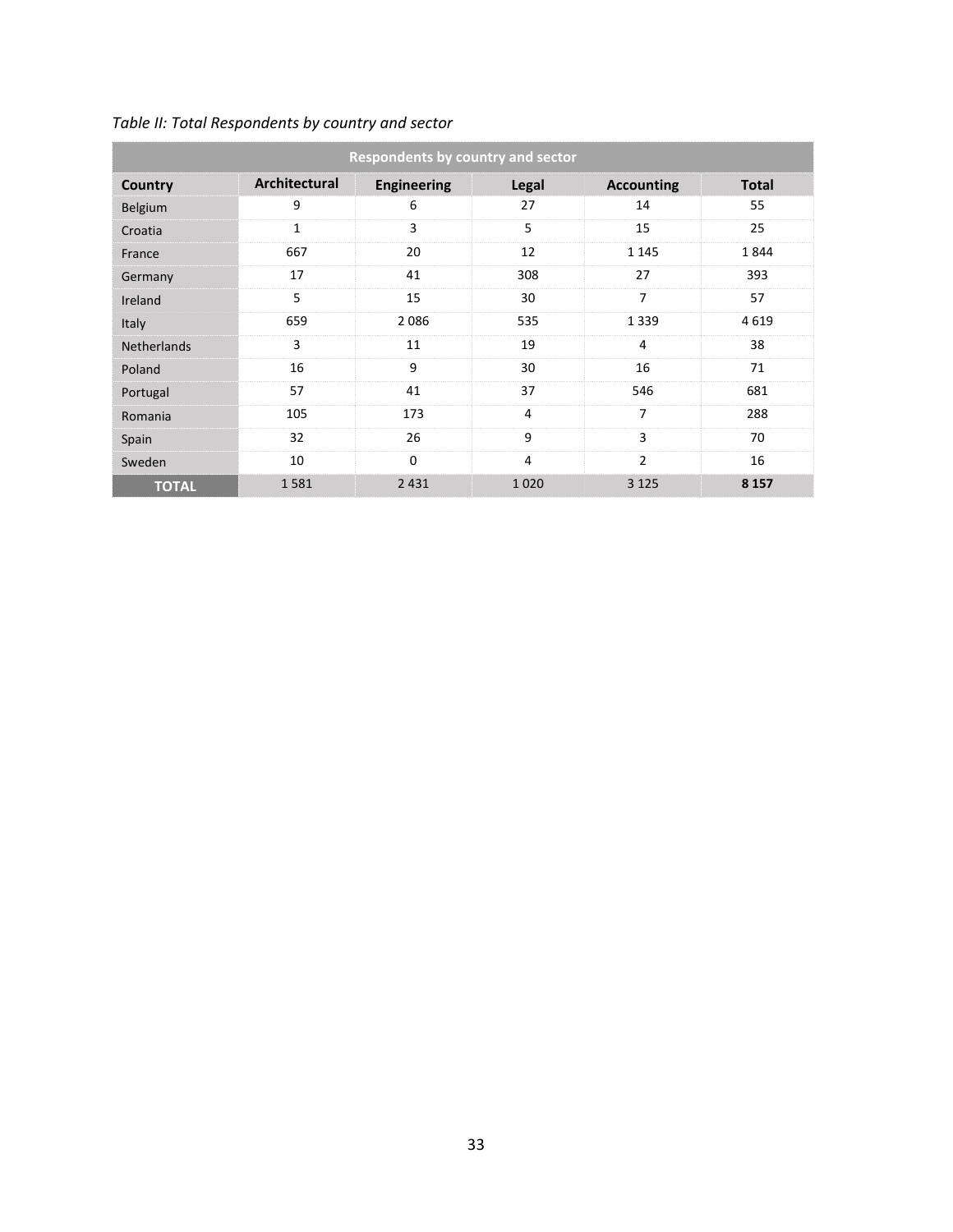*Table II: Total Respondents by country and sector*

| Respondents by country and sector | | | | | |
|---|---|---|---|---|---|
| **Country** | **Architectural** | **Engineering** | **Legal** | **Accounting** | **Total** |
| Belgium | 9 | 6 | 27 | 14 | 55 |
| Croatia | 1 | 3 | 5 | 15 | 25 |
| France | 667 | 20 | 12 | 1 145 | 1 844 |
| Germany | 17 | 41 | 308 | 27 | 393 |
| Ireland | 5 | 15 | 30 | 7 | 57 |
| Italy | 659 | 2 086 | 535 | 1 339 | 4 619 |
| Netherlands | 3 | 11 | 19 | 4 | 38 |
| Poland | 16 | 9 | 30 | 16 | 71 |
| Portugal | 57 | 41 | 37 | 546 | 681 |
| Romania | 105 | 173 | 4 | 7 | 288 |
| Spain | 32 | 26 | 9 | 3 | 70 |
| Sweden | 10 | 0 | 4 | 2 | 16 |
| **TOTAL** | 1 581 | 2 431 | 1 020 | 3 125 | **8 157** |